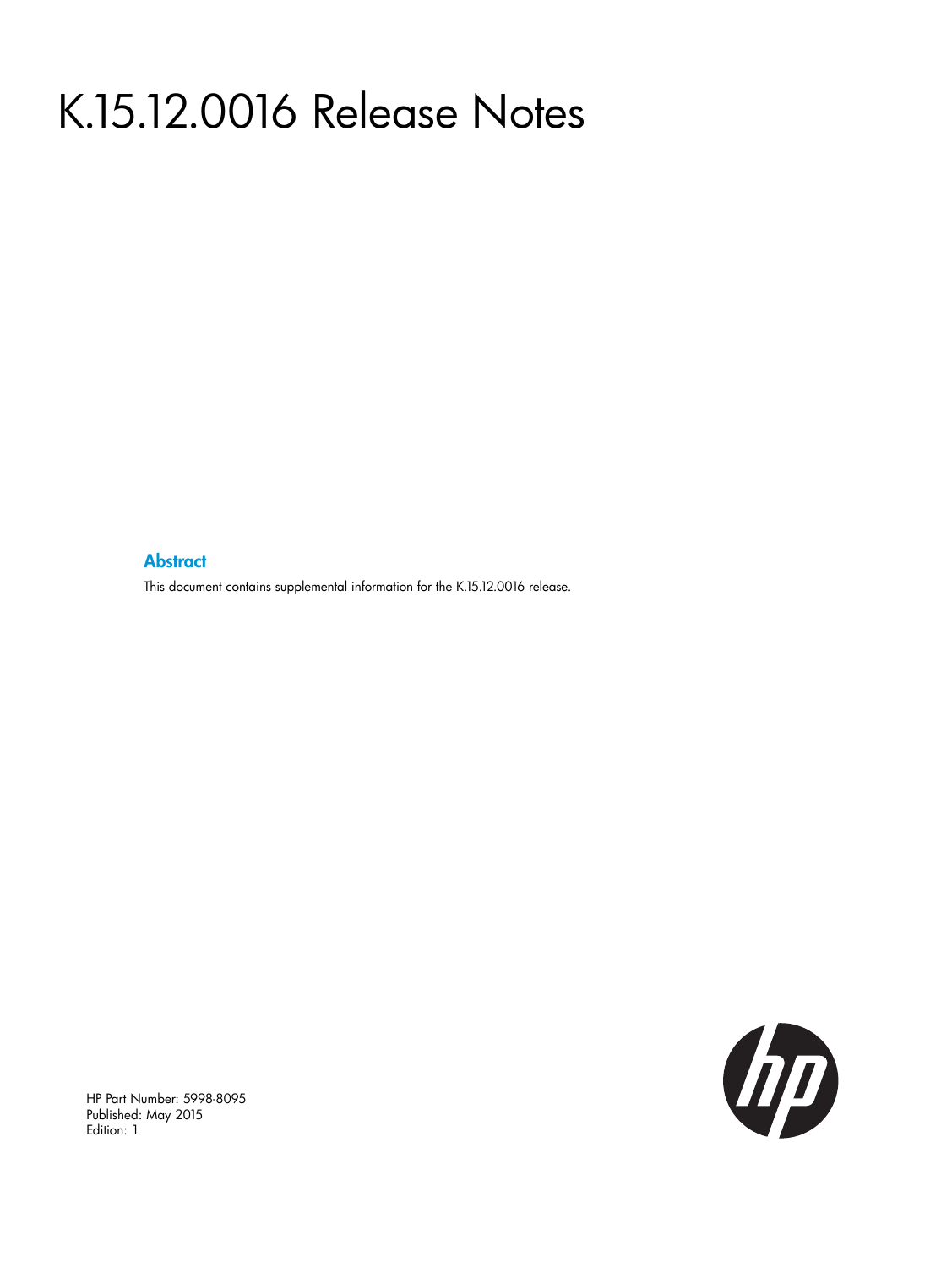# K.15.12.0016 Release Notes

## Abstract

This document contains supplemental information for the K.15.12.0016 release.

HP Part Number: 5998-8095
Published: May 2015
Edition: 1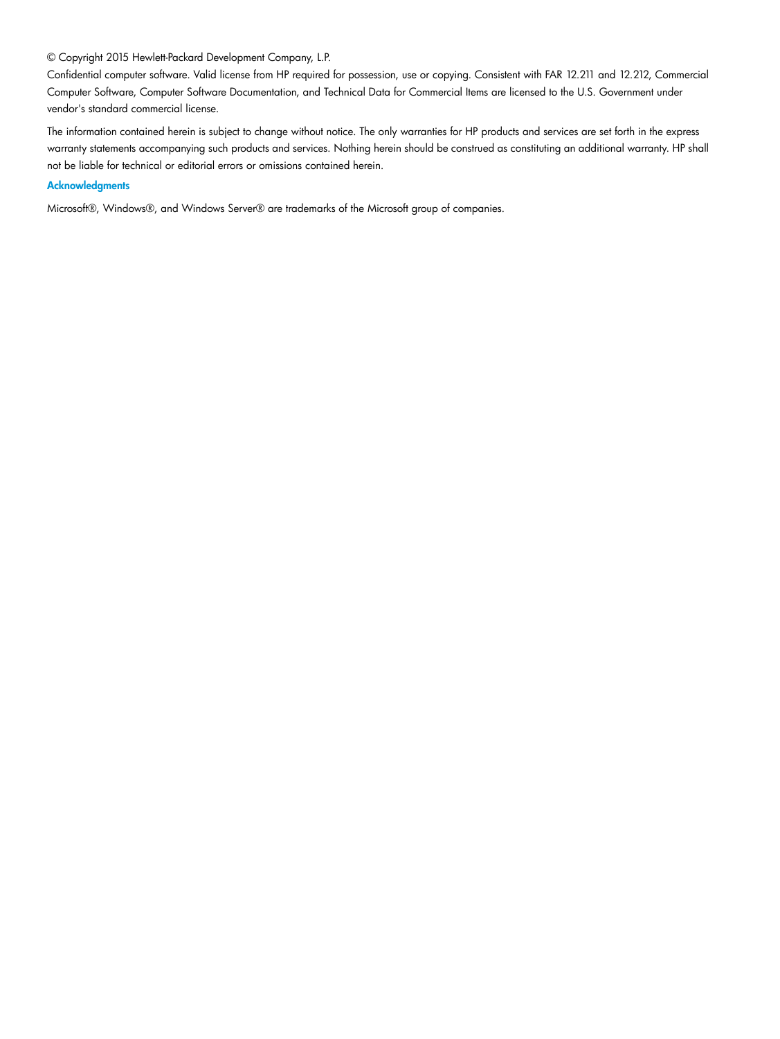© Copyright 2015 Hewlett-Packard Development Company, L.P.

Confidential computer software. Valid license from HP required for possession, use or copying. Consistent with FAR 12.211 and 12.212, Commercial Computer Software, Computer Software Documentation, and Technical Data for Commercial Items are licensed to the U.S. Government under vendor's standard commercial license.

The information contained herein is subject to change without notice. The only warranties for HP products and services are set forth in the express warranty statements accompanying such products and services. Nothing herein should be construed as constituting an additional warranty. HP shall not be liable for technical or editorial errors or omissions contained herein.

### Acknowledgments

Microsoft®, Windows®, and Windows Server® are trademarks of the Microsoft group of companies.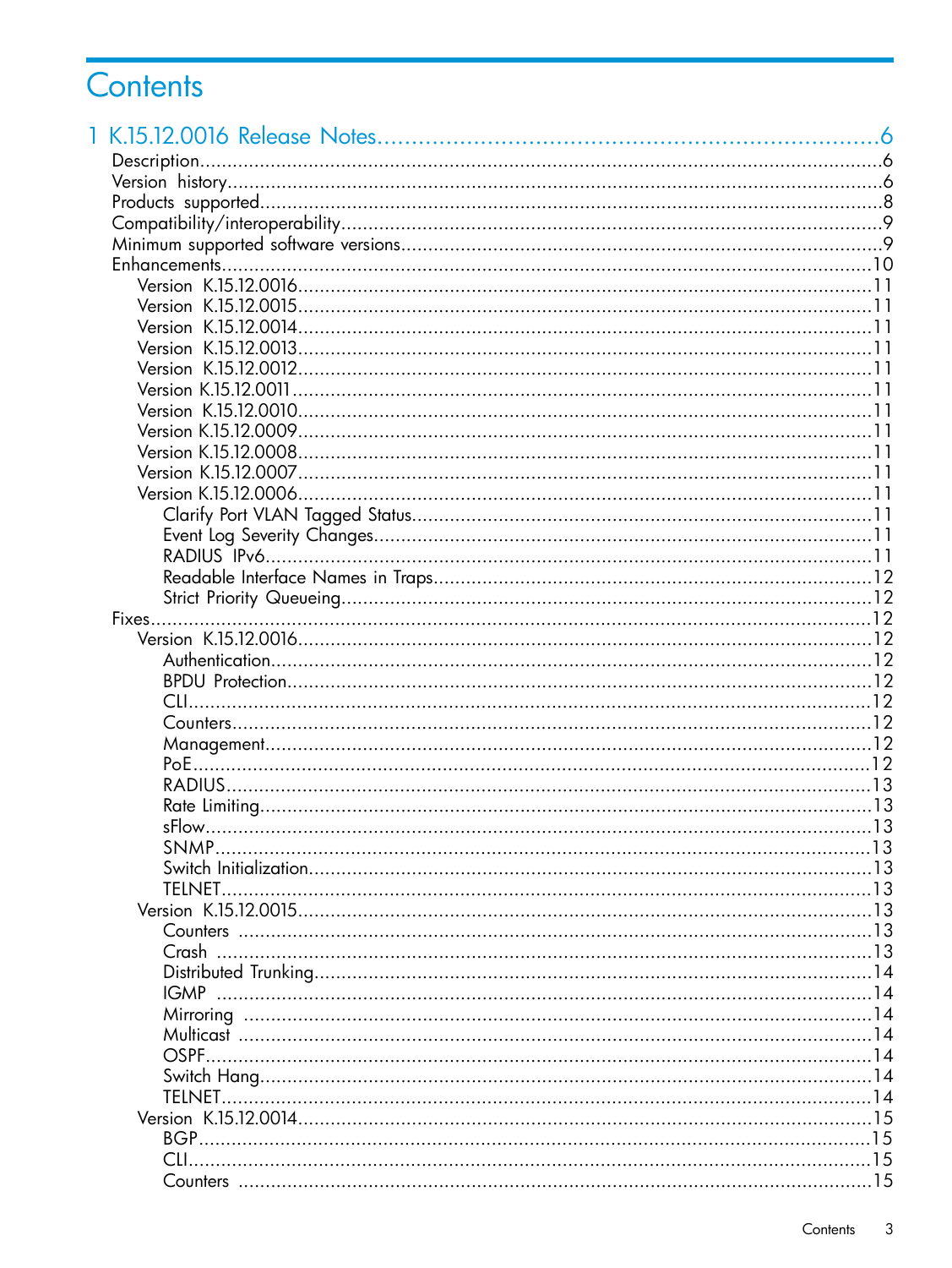# Contents

1 K.15.12.0016 Release Notes....................................................................6

- Description....................................................................6
- Version history....................................................................6
- Products supported....................................................................8
- Compatibility/interoperability....................................................................9
- Minimum supported software versions....................................................................9
- Enhancements....................................................................10
  - Version K.15.12.0016....................................................................11
  - Version K.15.12.0015....................................................................11
  - Version K.15.12.0014....................................................................11
  - Version K.15.12.0013....................................................................11
  - Version K.15.12.0012....................................................................11
  - Version K.15.12.0011....................................................................11
  - Version K.15.12.0010....................................................................11
  - Version K.15.12.0009....................................................................11
  - Version K.15.12.0008....................................................................11
  - Version K.15.12.0007....................................................................11
  - Version K.15.12.0006....................................................................11
    - Clarify Port VLAN Tagged Status....................................................................11
    - Event Log Severity Changes....................................................................11
    - RADIUS IPv6....................................................................11
    - Readable Interface Names in Traps....................................................................12
    - Strict Priority Queueing....................................................................12
- Fixes....................................................................12
  - Version K.15.12.0016....................................................................12
    - Authentication....................................................................12
    - BPDU Protection....................................................................12
    - CLI....................................................................12
    - Counters....................................................................12
    - Management....................................................................12
    - PoE....................................................................12
    - RADIUS....................................................................13
    - Rate Limiting....................................................................13
    - sFlow....................................................................13
    - SNMP....................................................................13
    - Switch Initialization....................................................................13
    - TELNET....................................................................13
  - Version K.15.12.0015....................................................................13
    - Counters....................................................................13
    - Crash....................................................................13
    - Distributed Trunking....................................................................14
    - IGMP....................................................................14
    - Mirroring....................................................................14
    - Multicast....................................................................14
    - OSPF....................................................................14
    - Switch Hang....................................................................14
    - TELNET....................................................................14
  - Version K.15.12.0014....................................................................15
    - BGP....................................................................15
    - CLI....................................................................15
    - Counters....................................................................15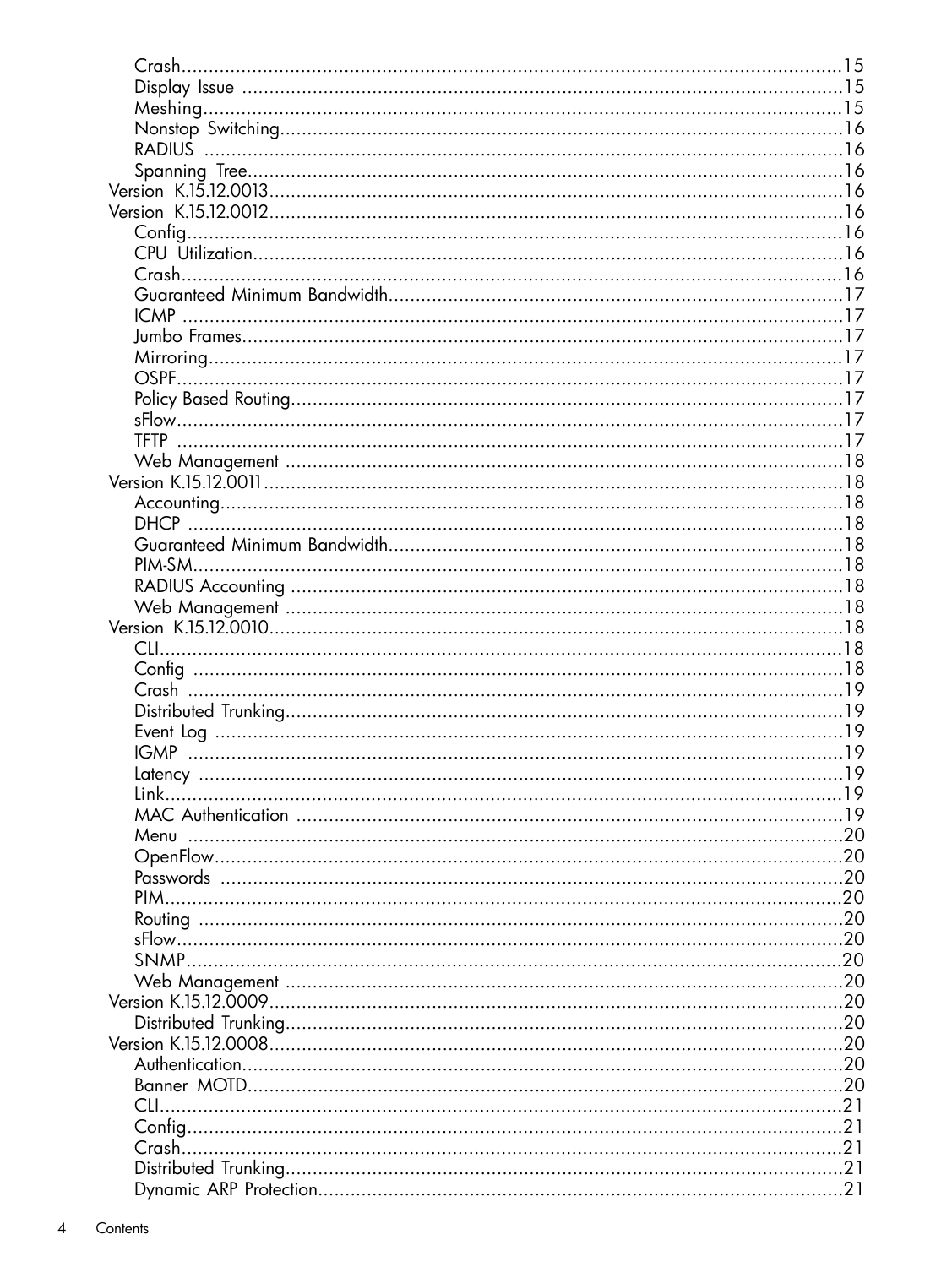- Crash.....15
- Display Issue.....15
- Meshing.....15
- Nonstop Switching.....16
- RADIUS.....16
- Spanning Tree.....16

Version K.15.12.0013.....16

Version K.15.12.0012.....16
- Config.....16
- CPU Utilization.....16
- Crash.....16
- Guaranteed Minimum Bandwidth.....17
- ICMP.....17
- Jumbo Frames.....17
- Mirroring.....17
- OSPF.....17
- Policy Based Routing.....17
- sFlow.....17
- TFTP.....17
- Web Management.....18

Version K.15.12.0011.....18
- Accounting.....18
- DHCP.....18
- Guaranteed Minimum Bandwidth.....18
- PIM-SM.....18
- RADIUS Accounting.....18
- Web Management.....18

Version K.15.12.0010.....18
- CLI.....18
- Config.....18
- Crash.....19
- Distributed Trunking.....19
- Event Log.....19
- IGMP.....19
- Latency.....19
- Link.....19
- MAC Authentication.....19
- Menu.....20
- OpenFlow.....20
- Passwords.....20
- PIM.....20
- Routing.....20
- sFlow.....20
- SNMP.....20
- Web Management.....20

Version K.15.12.0009.....20
- Distributed Trunking.....20

Version K.15.12.0008.....20
- Authentication.....20
- Banner MOTD.....20
- CLI.....21
- Config.....21
- Crash.....21
- Distributed Trunking.....21
- Dynamic ARP Protection.....21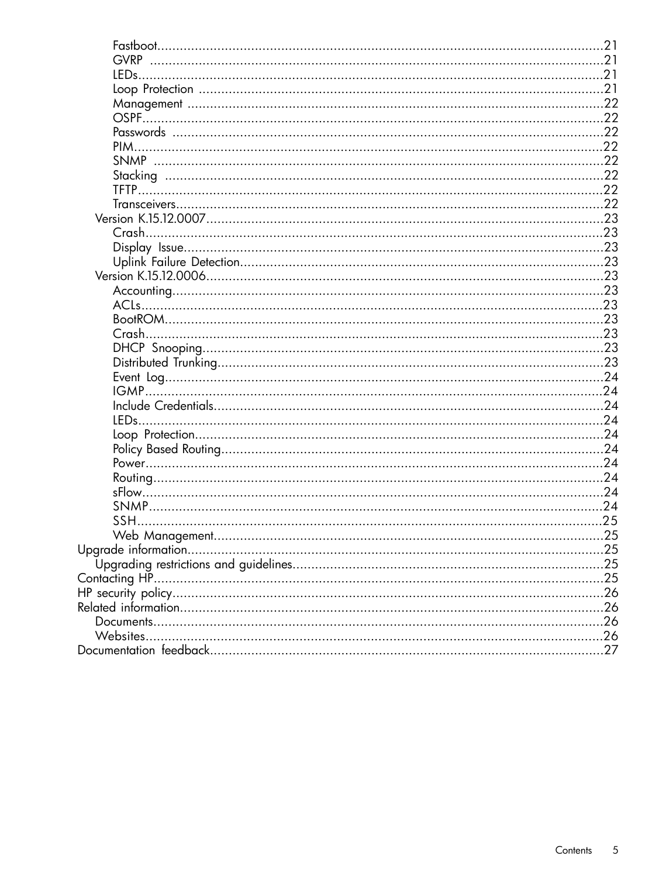- Fastboot....21
- GVRP....21
- LEDs....21
- Loop Protection....21
- Management....22
- OSPF....22
- Passwords....22
- PIM....22
- SNMP....22
- Stacking....22
- TFTP....22
- Transceivers....22

Version K.15.12.0007....23
- Crash....23
- Display Issue....23
- Uplink Failure Detection....23

Version K.15.12.0006....23
- Accounting....23
- ACLs....23
- BootROM....23
- Crash....23
- DHCP Snooping....23
- Distributed Trunking....23
- Event Log....24
- IGMP....24
- Include Credentials....24
- LEDs....24
- Loop Protection....24
- Policy Based Routing....24
- Power....24
- Routing....24
- sFlow....24
- SNMP....24
- SSH....25
- Web Management....25

Upgrade information....25
- Upgrading restrictions and guidelines....25

Contacting HP....25

HP security policy....26

Related information....26
- Documents....26
- Websites....26

Documentation feedback....27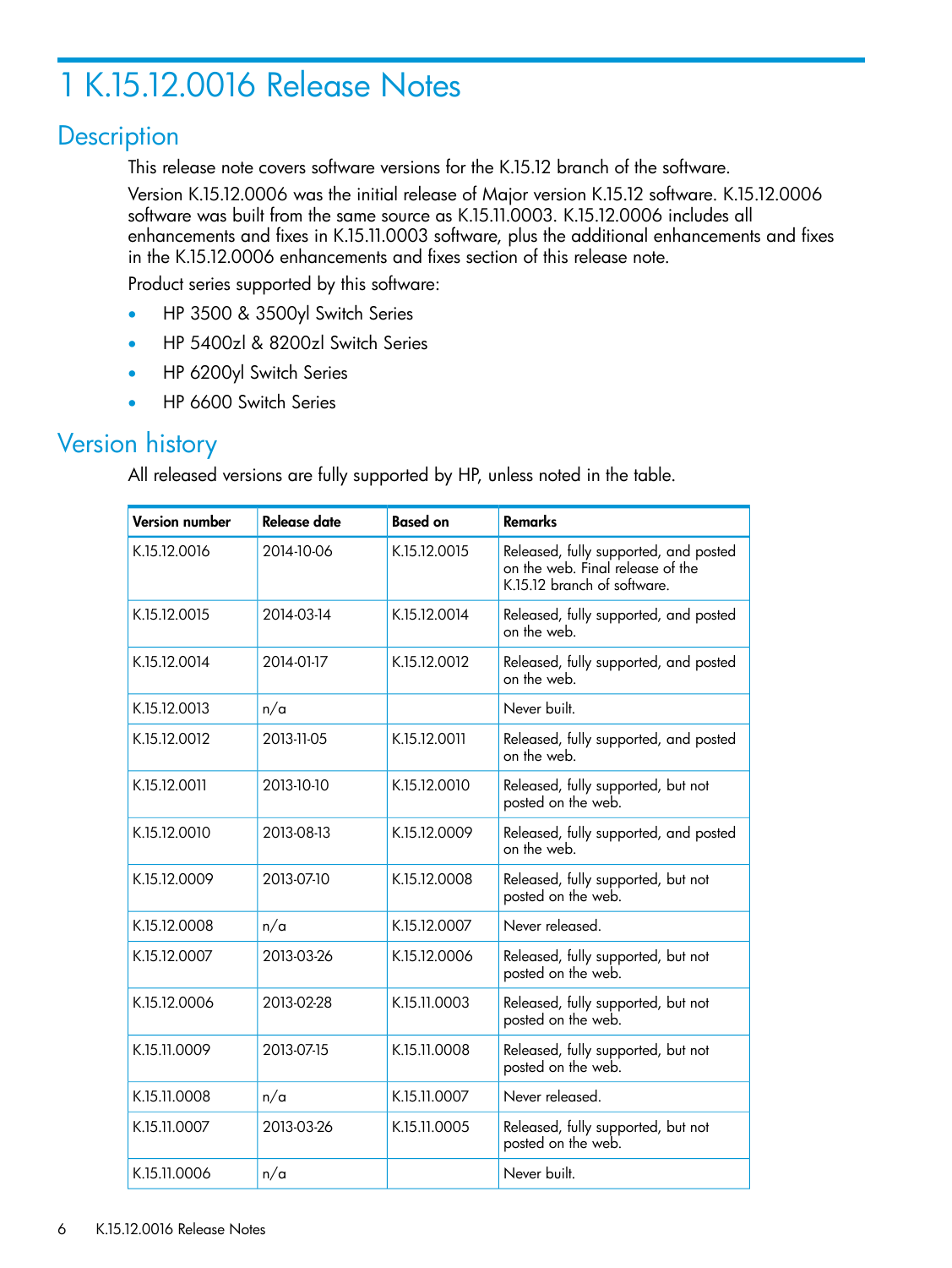# 1 K.15.12.0016 Release Notes

## Description

This release note covers software versions for the K.15.12 branch of the software.

Version K.15.12.0006 was the initial release of Major version K.15.12 software. K.15.12.0006 software was built from the same source as K.15.11.0003. K.15.12.0006 includes all enhancements and fixes in K.15.11.0003 software, plus the additional enhancements and fixes in the K.15.12.0006 enhancements and fixes section of this release note.

Product series supported by this software:

- HP 3500 & 3500yl Switch Series
- HP 5400zl & 8200zl Switch Series
- HP 6200yl Switch Series
- HP 6600 Switch Series

## Version history

All released versions are fully supported by HP, unless noted in the table.

| Version number | Release date | Based on | Remarks |
| --- | --- | --- | --- |
| K.15.12.0016 | 2014-10-06 | K.15.12.0015 | Released, fully supported, and posted on the web. Final release of the K.15.12 branch of software. |
| K.15.12.0015 | 2014-03-14 | K.15.12.0014 | Released, fully supported, and posted on the web. |
| K.15.12.0014 | 2014-01-17 | K.15.12.0012 | Released, fully supported, and posted on the web. |
| K.15.12.0013 | n/a | | Never built. |
| K.15.12.0012 | 2013-11-05 | K.15.12.0011 | Released, fully supported, and posted on the web. |
| K.15.12.0011 | 2013-10-10 | K.15.12.0010 | Released, fully supported, but not posted on the web. |
| K.15.12.0010 | 2013-08-13 | K.15.12.0009 | Released, fully supported, and posted on the web. |
| K.15.12.0009 | 2013-07-10 | K.15.12.0008 | Released, fully supported, but not posted on the web. |
| K.15.12.0008 | n/a | K.15.12.0007 | Never released. |
| K.15.12.0007 | 2013-03-26 | K.15.12.0006 | Released, fully supported, but not posted on the web. |
| K.15.12.0006 | 2013-02-28 | K.15.11.0003 | Released, fully supported, but not posted on the web. |
| K.15.11.0009 | 2013-07-15 | K.15.11.0008 | Released, fully supported, but not posted on the web. |
| K.15.11.0008 | n/a | K.15.11.0007 | Never released. |
| K.15.11.0007 | 2013-03-26 | K.15.11.0005 | Released, fully supported, but not posted on the web. |
| K.15.11.0006 | n/a | | Never built. |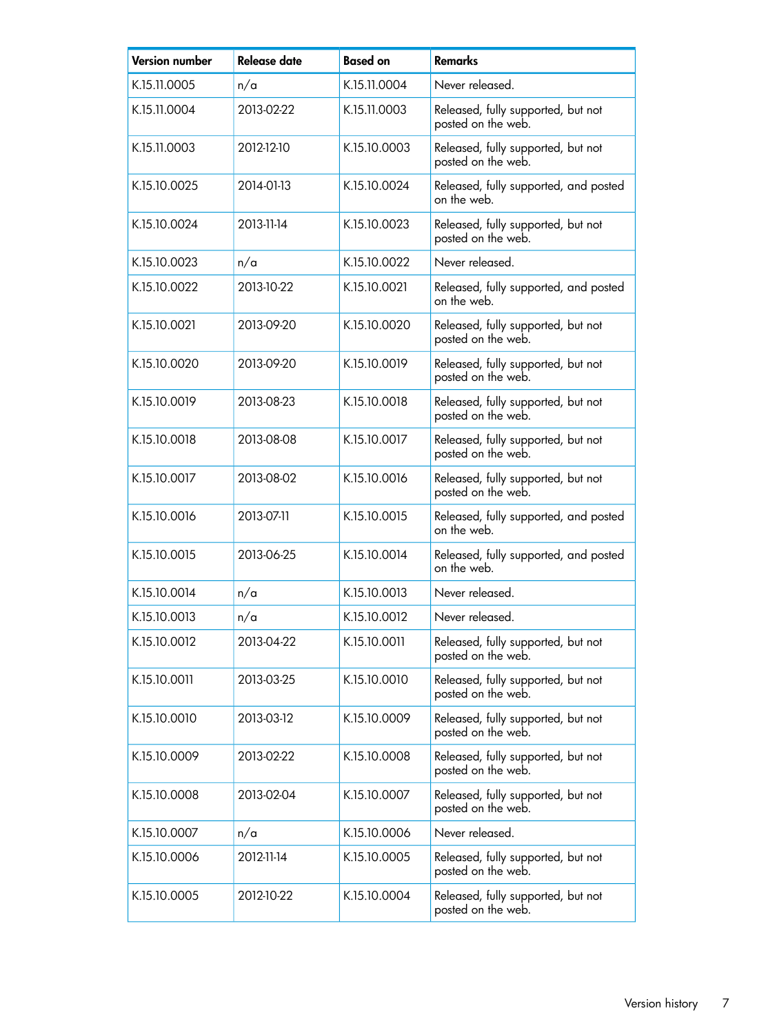| Version number | Release date | Based on | Remarks |
|---|---|---|---|
| K.15.11.0005 | n/a | K.15.11.0004 | Never released. |
| K.15.11.0004 | 2013-02-22 | K.15.11.0003 | Released, fully supported, but not posted on the web. |
| K.15.11.0003 | 2012-12-10 | K.15.10.0003 | Released, fully supported, but not posted on the web. |
| K.15.10.0025 | 2014-01-13 | K.15.10.0024 | Released, fully supported, and posted on the web. |
| K.15.10.0024 | 2013-11-14 | K.15.10.0023 | Released, fully supported, but not posted on the web. |
| K.15.10.0023 | n/a | K.15.10.0022 | Never released. |
| K.15.10.0022 | 2013-10-22 | K.15.10.0021 | Released, fully supported, and posted on the web. |
| K.15.10.0021 | 2013-09-20 | K.15.10.0020 | Released, fully supported, but not posted on the web. |
| K.15.10.0020 | 2013-09-20 | K.15.10.0019 | Released, fully supported, but not posted on the web. |
| K.15.10.0019 | 2013-08-23 | K.15.10.0018 | Released, fully supported, but not posted on the web. |
| K.15.10.0018 | 2013-08-08 | K.15.10.0017 | Released, fully supported, but not posted on the web. |
| K.15.10.0017 | 2013-08-02 | K.15.10.0016 | Released, fully supported, but not posted on the web. |
| K.15.10.0016 | 2013-07-11 | K.15.10.0015 | Released, fully supported, and posted on the web. |
| K.15.10.0015 | 2013-06-25 | K.15.10.0014 | Released, fully supported, and posted on the web. |
| K.15.10.0014 | n/a | K.15.10.0013 | Never released. |
| K.15.10.0013 | n/a | K.15.10.0012 | Never released. |
| K.15.10.0012 | 2013-04-22 | K.15.10.0011 | Released, fully supported, but not posted on the web. |
| K.15.10.0011 | 2013-03-25 | K.15.10.0010 | Released, fully supported, but not posted on the web. |
| K.15.10.0010 | 2013-03-12 | K.15.10.0009 | Released, fully supported, but not posted on the web. |
| K.15.10.0009 | 2013-02-22 | K.15.10.0008 | Released, fully supported, but not posted on the web. |
| K.15.10.0008 | 2013-02-04 | K.15.10.0007 | Released, fully supported, but not posted on the web. |
| K.15.10.0007 | n/a | K.15.10.0006 | Never released. |
| K.15.10.0006 | 2012-11-14 | K.15.10.0005 | Released, fully supported, but not posted on the web. |
| K.15.10.0005 | 2012-10-22 | K.15.10.0004 | Released, fully supported, but not posted on the web. |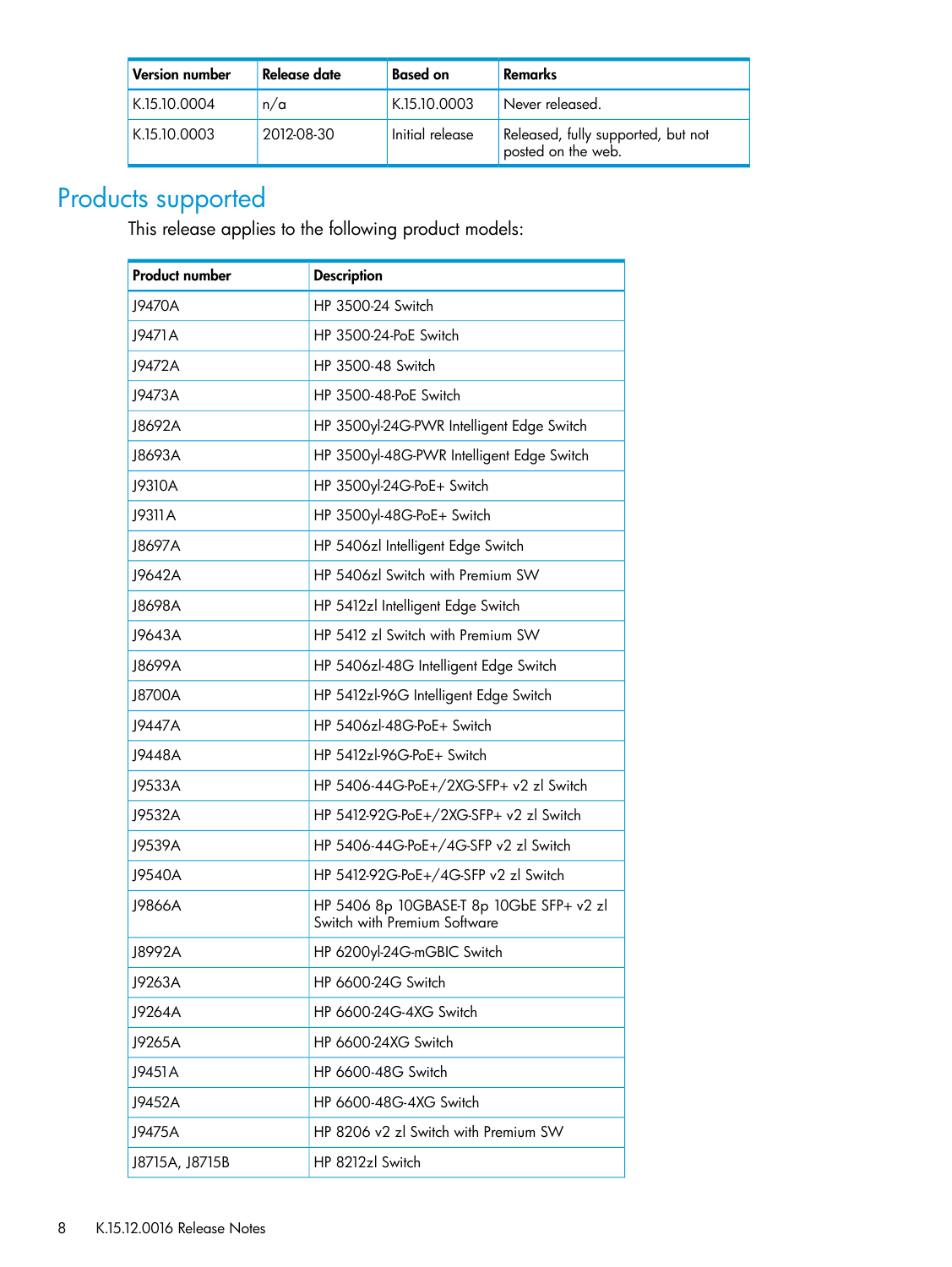| Version number | Release date | Based on | Remarks |
| --- | --- | --- | --- |
| K.15.10.0004 | n/a | K.15.10.0003 | Never released. |
| K.15.10.0003 | 2012-08-30 | Initial release | Released, fully supported, but not posted on the web. |

## Products supported

This release applies to the following product models:

| Product number | Description |
| --- | --- |
| J9470A | HP 3500-24 Switch |
| J9471A | HP 3500-24-PoE Switch |
| J9472A | HP 3500-48 Switch |
| J9473A | HP 3500-48-PoE Switch |
| J8692A | HP 3500yl-24G-PWR Intelligent Edge Switch |
| J8693A | HP 3500yl-48G-PWR Intelligent Edge Switch |
| J9310A | HP 3500yl-24G-PoE+ Switch |
| J9311A | HP 3500yl-48G-PoE+ Switch |
| J8697A | HP 5406zl Intelligent Edge Switch |
| J9642A | HP 5406zl Switch with Premium SW |
| J8698A | HP 5412zl Intelligent Edge Switch |
| J9643A | HP 5412 zl Switch with Premium SW |
| J8699A | HP 5406zl-48G Intelligent Edge Switch |
| J8700A | HP 5412zl-96G Intelligent Edge Switch |
| J9447A | HP 5406zl-48G-PoE+ Switch |
| J9448A | HP 5412zl-96G-PoE+ Switch |
| J9533A | HP 5406-44G-PoE+/2XG-SFP+ v2 zl Switch |
| J9532A | HP 5412-92G-PoE+/2XG-SFP+ v2 zl Switch |
| J9539A | HP 5406-44G-PoE+/4G-SFP v2 zl Switch |
| J9540A | HP 5412-92G-PoE+/4G-SFP v2 zl Switch |
| J9866A | HP 5406 8p 10GBASE-T 8p 10GbE SFP+ v2 zl Switch with Premium Software |
| J8992A | HP 6200yl-24G-mGBIC Switch |
| J9263A | HP 6600-24G Switch |
| J9264A | HP 6600-24G-4XG Switch |
| J9265A | HP 6600-24XG Switch |
| J9451A | HP 6600-48G Switch |
| J9452A | HP 6600-48G-4XG Switch |
| J9475A | HP 8206 v2 zl Switch with Premium SW |
| J8715A, J8715B | HP 8212zl Switch |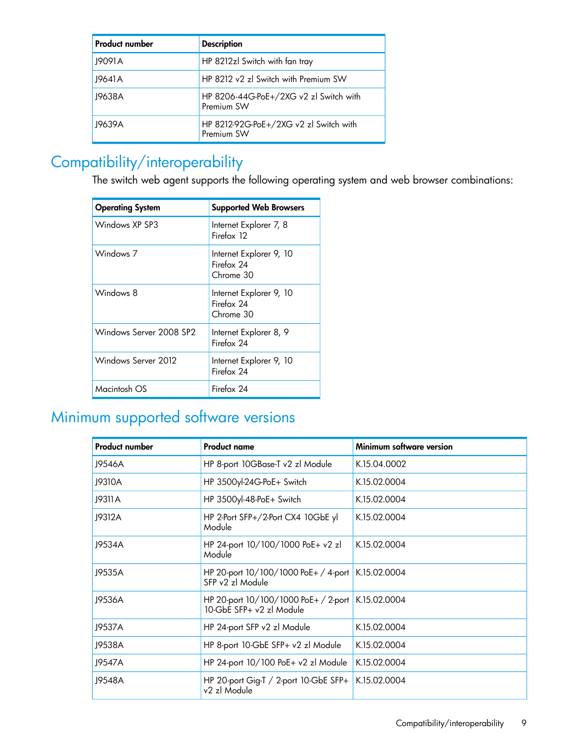| Product number | Description |
|---|---|
| J9091A | HP 8212zl Switch with fan tray |
| J9641A | HP 8212 v2 zl Switch with Premium SW |
| J9638A | HP 8206-44G-PoE+/2XG v2 zl Switch with Premium SW |
| J9639A | HP 8212-92G-PoE+/2XG v2 zl Switch with Premium SW |

## Compatibility/interoperability

The switch web agent supports the following operating system and web browser combinations:

| Operating System | Supported Web Browsers |
|---|---|
| Windows XP SP3 | Internet Explorer 7, 8<br>Firefox 12 |
| Windows 7 | Internet Explorer 9, 10<br>Firefox 24<br>Chrome 30 |
| Windows 8 | Internet Explorer 9, 10<br>Firefox 24<br>Chrome 30 |
| Windows Server 2008 SP2 | Internet Explorer 8, 9<br>Firefox 24 |
| Windows Server 2012 | Internet Explorer 9, 10<br>Firefox 24 |
| Macintosh OS | Firefox 24 |

## Minimum supported software versions

| Product number | Product name | Minimum software version |
|---|---|---|
| J9546A | HP 8-port 10GBase-T v2 zl Module | K.15.04.0002 |
| J9310A | HP 3500yl-24G-PoE+ Switch | K.15.02.0004 |
| J9311A | HP 3500yl-48-PoE+ Switch | K.15.02.0004 |
| J9312A | HP 2-Port SFP+/2-Port CX4 10GbE yl Module | K.15.02.0004 |
| J9534A | HP 24-port 10/100/1000 PoE+ v2 zl Module | K.15.02.0004 |
| J9535A | HP 20-port 10/100/1000 PoE+ / 4-port SFP v2 zl Module | K.15.02.0004 |
| J9536A | HP 20-port 10/100/1000 PoE+ / 2-port 10-GbE SFP+ v2 zl Module | K.15.02.0004 |
| J9537A | HP 24-port SFP v2 zl Module | K.15.02.0004 |
| J9538A | HP 8-port 10-GbE SFP+ v2 zl Module | K.15.02.0004 |
| J9547A | HP 24-port 10/100 PoE+ v2 zl Module | K.15.02.0004 |
| J9548A | HP 20-port Gig-T / 2-port 10-GbE SFP+ v2 zl Module | K.15.02.0004 |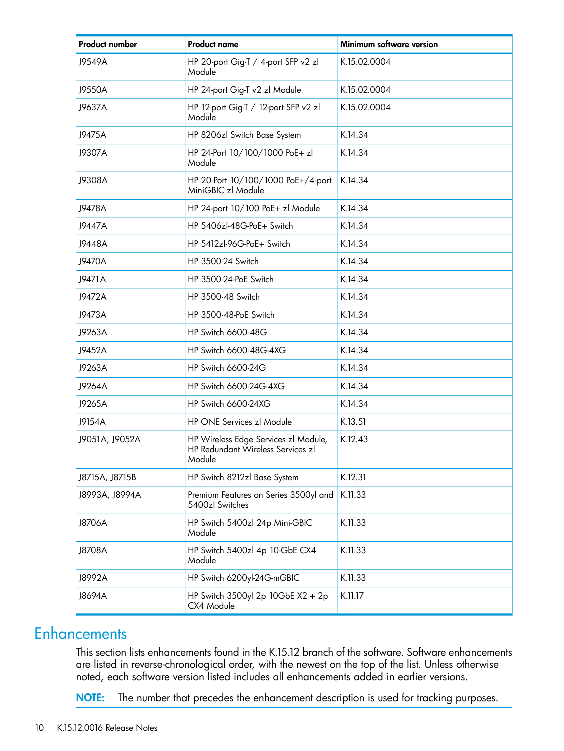| Product number | Product name | Minimum software version |
|---|---|---|
| J9549A | HP 20-port Gig-T / 4-port SFP v2 zl Module | K.15.02.0004 |
| J9550A | HP 24-port Gig-T v2 zl Module | K.15.02.0004 |
| J9637A | HP 12-port Gig-T / 12-port SFP v2 zl Module | K.15.02.0004 |
| J9475A | HP 8206zl Switch Base System | K.14.34 |
| J9307A | HP 24-Port 10/100/1000 PoE+ zl Module | K.14.34 |
| J9308A | HP 20-Port 10/100/1000 PoE+/4-port MiniGBIC zl Module | K.14.34 |
| J9478A | HP 24-port 10/100 PoE+ zl Module | K.14.34 |
| J9447A | HP 5406zl-48G-PoE+ Switch | K.14.34 |
| J9448A | HP 5412zl-96G-PoE+ Switch | K.14.34 |
| J9470A | HP 3500-24 Switch | K.14.34 |
| J9471A | HP 3500-24-PoE Switch | K.14.34 |
| J9472A | HP 3500-48 Switch | K.14.34 |
| J9473A | HP 3500-48-PoE Switch | K.14.34 |
| J9263A | HP Switch 6600-48G | K.14.34 |
| J9452A | HP Switch 6600-48G-4XG | K.14.34 |
| J9263A | HP Switch 6600-24G | K.14.34 |
| J9264A | HP Switch 6600-24G-4XG | K.14.34 |
| J9265A | HP Switch 6600-24XG | K.14.34 |
| J9154A | HP ONE Services zl Module | K.13.51 |
| J9051A, J9052A | HP Wireless Edge Services zl Module, HP Redundant Wireless Services zl Module | K.12.43 |
| J8715A, J8715B | HP Switch 8212zl Base System | K.12.31 |
| J8993A, J8994A | Premium Features on Series 3500yl and 5400zl Switches | K.11.33 |
| J8706A | HP Switch 5400zl 24p Mini-GBIC Module | K.11.33 |
| J8708A | HP Switch 5400zl 4p 10-GbE CX4 Module | K.11.33 |
| J8992A | HP Switch 6200yl-24G-mGBIC | K.11.33 |
| J8694A | HP Switch 3500yl 2p 10GbE X2 + 2p CX4 Module | K.11.17 |

# Enhancements

This section lists enhancements found in the K.15.12 branch of the software. Software enhancements are listed in reverse-chronological order, with the newest on the top of the list. Unless otherwise noted, each software version listed includes all enhancements added in earlier versions.

**NOTE:** The number that precedes the enhancement description is used for tracking purposes.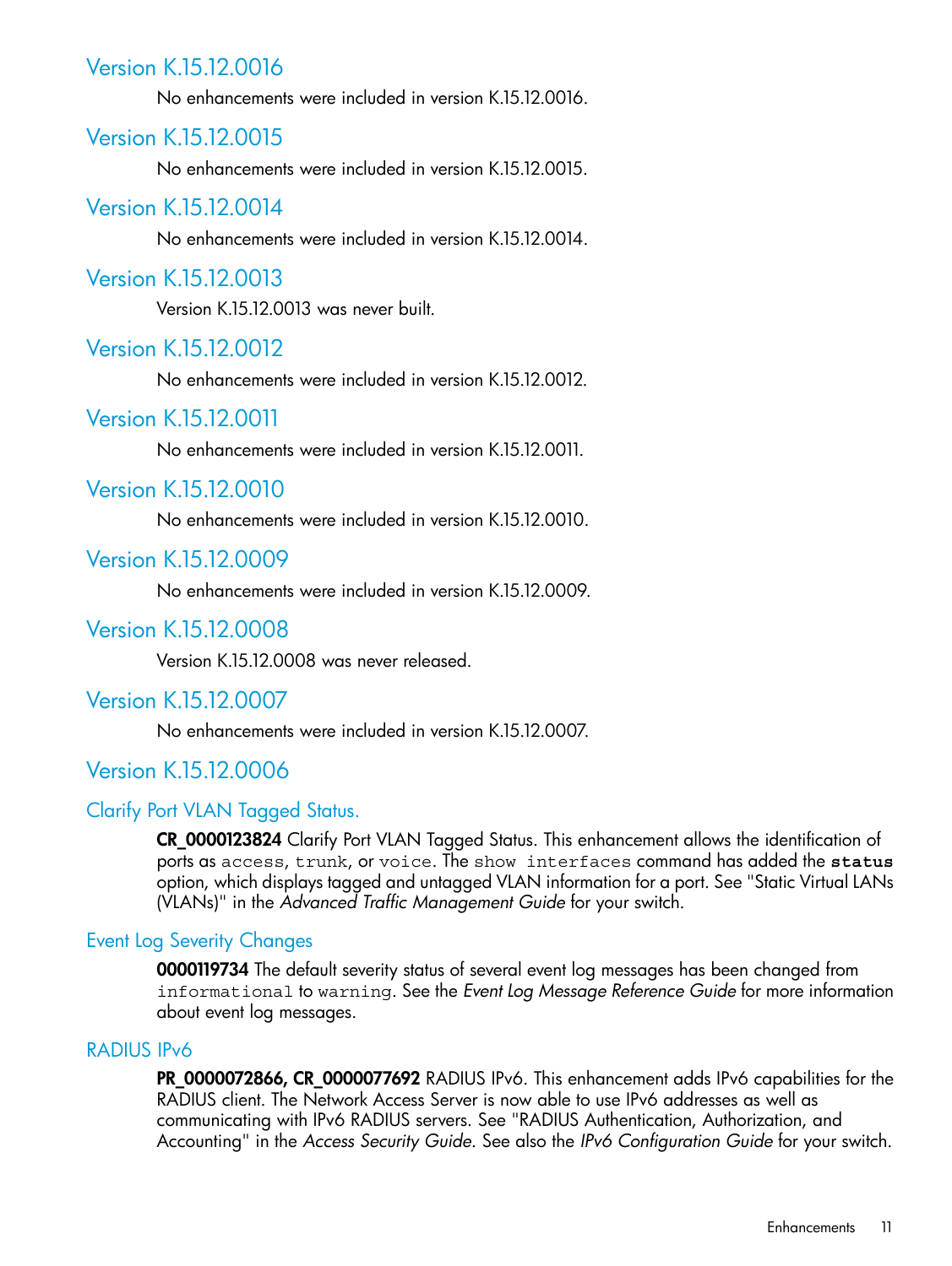## Version K.15.12.0016

No enhancements were included in version K.15.12.0016.

## Version K.15.12.0015

No enhancements were included in version K.15.12.0015.

## Version K.15.12.0014

No enhancements were included in version K.15.12.0014.

## Version K.15.12.0013

Version K.15.12.0013 was never built.

## Version K.15.12.0012

No enhancements were included in version K.15.12.0012.

## Version K.15.12.0011

No enhancements were included in version K.15.12.0011.

## Version K.15.12.0010

No enhancements were included in version K.15.12.0010.

## Version K.15.12.0009

No enhancements were included in version K.15.12.0009.

## Version K.15.12.0008

Version K.15.12.0008 was never released.

## Version K.15.12.0007

No enhancements were included in version K.15.12.0007.

## Version K.15.12.0006

### Clarify Port VLAN Tagged Status.

**CR_0000123824** Clarify Port VLAN Tagged Status. This enhancement allows the identification of ports as `access`, `trunk`, or `voice`. The `show interfaces` command has added the **`status`** option, which displays tagged and untagged VLAN information for a port. See "Static Virtual LANs (VLANs)" in the *Advanced Traffic Management Guide* for your switch.

### Event Log Severity Changes

**0000119734** The default severity status of several event log messages has been changed from `informational` to `warning`. See the *Event Log Message Reference Guide* for more information about event log messages.

### RADIUS IPv6

**PR_0000072866, CR_0000077692** RADIUS IPv6. This enhancement adds IPv6 capabilities for the RADIUS client. The Network Access Server is now able to use IPv6 addresses as well as communicating with IPv6 RADIUS servers. See "RADIUS Authentication, Authorization, and Accounting" in the *Access Security Guide*. See also the *IPv6 Configuration Guide* for your switch.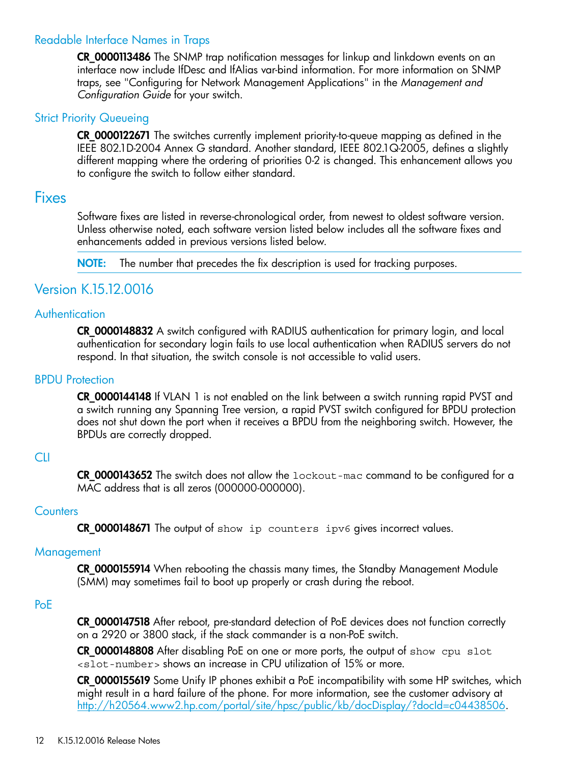### Readable Interface Names in Traps

**CR_0000113486** The SNMP trap notification messages for linkup and linkdown events on an interface now include IfDesc and IfAlias var-bind information. For more information on SNMP traps, see "Configuring for Network Management Applications" in the *Management and Configuration Guide* for your switch.

### Strict Priority Queueing

**CR_0000122671** The switches currently implement priority-to-queue mapping as defined in the IEEE 802.1D-2004 Annex G standard. Another standard, IEEE 802.1Q-2005, defines a slightly different mapping where the ordering of priorities 0-2 is changed. This enhancement allows you to configure the switch to follow either standard.

# Fixes

Software fixes are listed in reverse-chronological order, from newest to oldest software version. Unless otherwise noted, each software version listed below includes all the software fixes and enhancements added in previous versions listed below.

**NOTE:** The number that precedes the fix description is used for tracking purposes.

## Version K.15.12.0016

### Authentication

**CR_0000148832** A switch configured with RADIUS authentication for primary login, and local authentication for secondary login fails to use local authentication when RADIUS servers do not respond. In that situation, the switch console is not accessible to valid users.

### BPDU Protection

**CR_0000144148** If VLAN 1 is not enabled on the link between a switch running rapid PVST and a switch running any Spanning Tree version, a rapid PVST switch configured for BPDU protection does not shut down the port when it receives a BPDU from the neighboring switch. However, the BPDUs are correctly dropped.

### CLI

**CR_0000143652** The switch does not allow the `lockout-mac` command to be configured for a MAC address that is all zeros (000000-000000).

### Counters

**CR_0000148671** The output of `show ip counters ipv6` gives incorrect values.

### Management

**CR_0000155914** When rebooting the chassis many times, the Standby Management Module (SMM) may sometimes fail to boot up properly or crash during the reboot.

### PoE

**CR_0000147518** After reboot, pre-standard detection of PoE devices does not function correctly on a 2920 or 3800 stack, if the stack commander is a non-PoE switch.

**CR_0000148808** After disabling PoE on one or more ports, the output of `show cpu slot <slot-number>` shows an increase in CPU utilization of 15% or more.

**CR_0000155619** Some Unify IP phones exhibit a PoE incompatibility with some HP switches, which might result in a hard failure of the phone. For more information, see the customer advisory at http://h20564.www2.hp.com/portal/site/hpsc/public/kb/docDisplay/?docId=c04438506.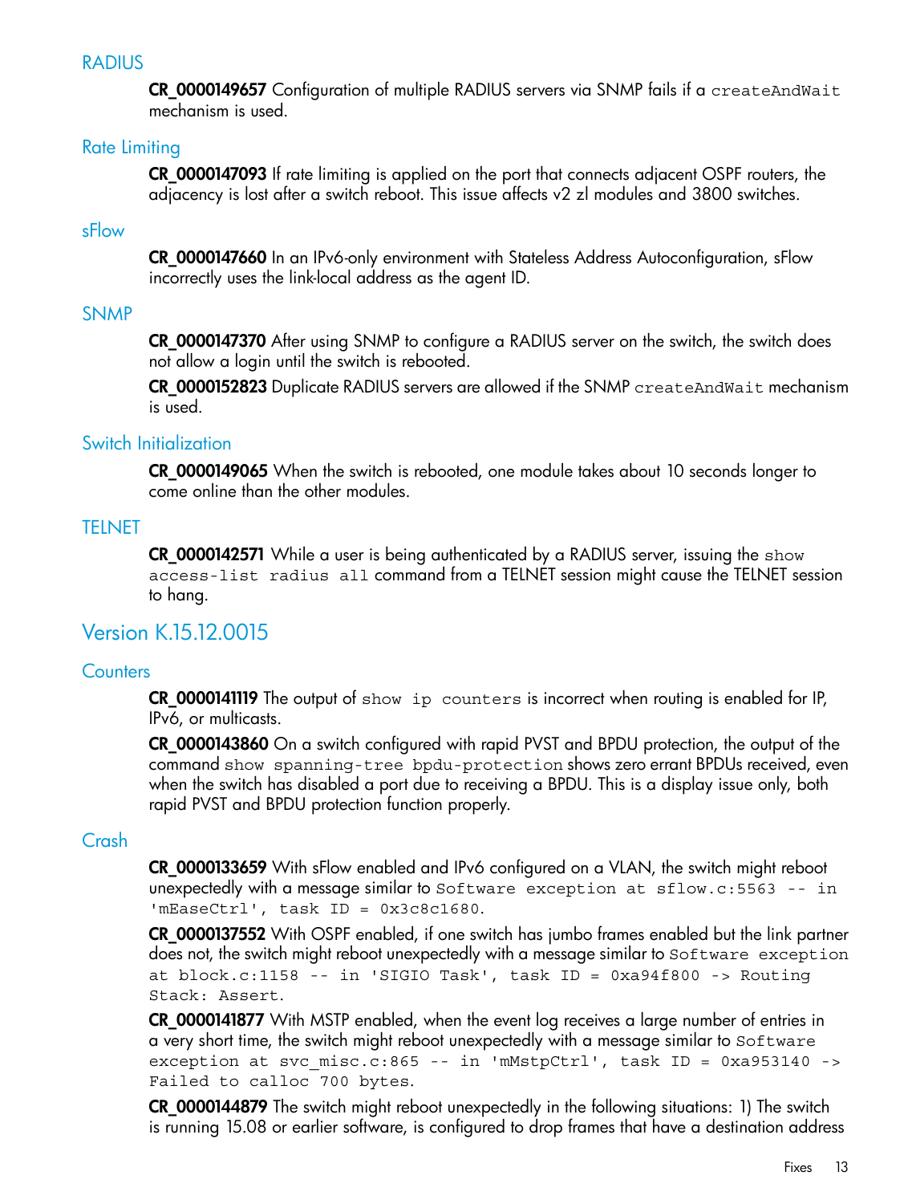### RADIUS

**CR_0000149657** Configuration of multiple RADIUS servers via SNMP fails if a `createAndWait` mechanism is used.

### Rate Limiting

**CR_0000147093** If rate limiting is applied on the port that connects adjacent OSPF routers, the adjacency is lost after a switch reboot. This issue affects v2 zl modules and 3800 switches.

### sFlow

**CR_0000147660** In an IPv6-only environment with Stateless Address Autoconfiguration, sFlow incorrectly uses the link-local address as the agent ID.

### SNMP

**CR_0000147370** After using SNMP to configure a RADIUS server on the switch, the switch does not allow a login until the switch is rebooted.

**CR_0000152823** Duplicate RADIUS servers are allowed if the SNMP `createAndWait` mechanism is used.

### Switch Initialization

**CR_0000149065** When the switch is rebooted, one module takes about 10 seconds longer to come online than the other modules.

### TELNET

**CR_0000142571** While a user is being authenticated by a RADIUS server, issuing the `show access-list radius all` command from a TELNET session might cause the TELNET session to hang.

## Version K.15.12.0015

### Counters

**CR_0000141119** The output of `show ip counters` is incorrect when routing is enabled for IP, IPv6, or multicasts.

**CR_0000143860** On a switch configured with rapid PVST and BPDU protection, the output of the command `show spanning-tree bpdu-protection` shows zero errant BPDUs received, even when the switch has disabled a port due to receiving a BPDU. This is a display issue only, both rapid PVST and BPDU protection function properly.

### Crash

**CR_0000133659** With sFlow enabled and IPv6 configured on a VLAN, the switch might reboot unexpectedly with a message similar to `Software exception at sflow.c:5563 -- in 'mEaseCtrl', task ID = 0x3c8c1680.`

**CR_0000137552** With OSPF enabled, if one switch has jumbo frames enabled but the link partner does not, the switch might reboot unexpectedly with a message similar to `Software exception at block.c:1158 -- in 'SIGIO Task', task ID = 0xa94f800 -> Routing Stack: Assert.`

**CR_0000141877** With MSTP enabled, when the event log receives a large number of entries in a very short time, the switch might reboot unexpectedly with a message similar to `Software exception at svc_misc.c:865 -- in 'mMstpCtrl', task ID = 0xa953140 -> Failed to calloc 700 bytes.`

**CR_0000144879** The switch might reboot unexpectedly in the following situations: 1) The switch is running 15.08 or earlier software, is configured to drop frames that have a destination address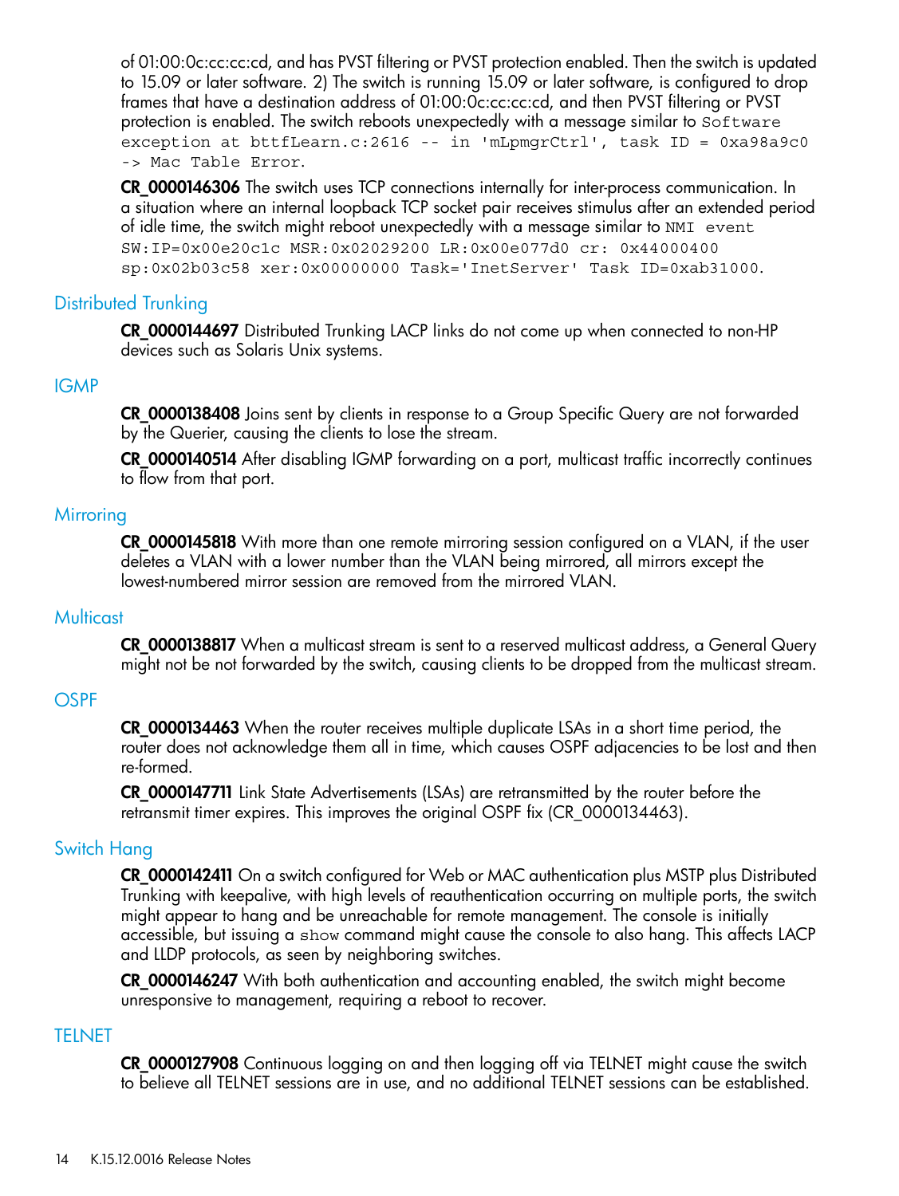of 01:00:0c:cc:cc:cd, and has PVST filtering or PVST protection enabled. Then the switch is updated to 15.09 or later software. 2) The switch is running 15.09 or later software, is configured to drop frames that have a destination address of 01:00:0c:cc:cc:cd, and then PVST filtering or PVST protection is enabled. The switch reboots unexpectedly with a message similar to `Software exception at bttfLearn.c:2616 -- in 'mLpmgrCtrl', task ID = 0xa98a9c0 -> Mac Table Error.`

**CR_0000146306** The switch uses TCP connections internally for inter-process communication. In a situation where an internal loopback TCP socket pair receives stimulus after an extended period of idle time, the switch might reboot unexpectedly with a message similar to `NMI event SW:IP=0x00e20c1c MSR:0x02029200 LR:0x00e077d0 cr: 0x44000400 sp:0x02b03c58 xer:0x00000000 Task='InetServer' Task ID=0xab31000.`

## Distributed Trunking

**CR_0000144697** Distributed Trunking LACP links do not come up when connected to non-HP devices such as Solaris Unix systems.

## IGMP

**CR_0000138408** Joins sent by clients in response to a Group Specific Query are not forwarded by the Querier, causing the clients to lose the stream.

**CR_0000140514** After disabling IGMP forwarding on a port, multicast traffic incorrectly continues to flow from that port.

## Mirroring

**CR_0000145818** With more than one remote mirroring session configured on a VLAN, if the user deletes a VLAN with a lower number than the VLAN being mirrored, all mirrors except the lowest-numbered mirror session are removed from the mirrored VLAN.

## Multicast

**CR_0000138817** When a multicast stream is sent to a reserved multicast address, a General Query might not be not forwarded by the switch, causing clients to be dropped from the multicast stream.

## OSPF

**CR_0000134463** When the router receives multiple duplicate LSAs in a short time period, the router does not acknowledge them all in time, which causes OSPF adjacencies to be lost and then re-formed.

**CR_0000147711** Link State Advertisements (LSAs) are retransmitted by the router before the retransmit timer expires. This improves the original OSPF fix (CR_0000134463).

## Switch Hang

**CR_0000142411** On a switch configured for Web or MAC authentication plus MSTP plus Distributed Trunking with keepalive, with high levels of reauthentication occurring on multiple ports, the switch might appear to hang and be unreachable for remote management. The console is initially accessible, but issuing a `show` command might cause the console to also hang. This affects LACP and LLDP protocols, as seen by neighboring switches.

**CR_0000146247** With both authentication and accounting enabled, the switch might become unresponsive to management, requiring a reboot to recover.

## TELNET

**CR_0000127908** Continuous logging on and then logging off via TELNET might cause the switch to believe all TELNET sessions are in use, and no additional TELNET sessions can be established.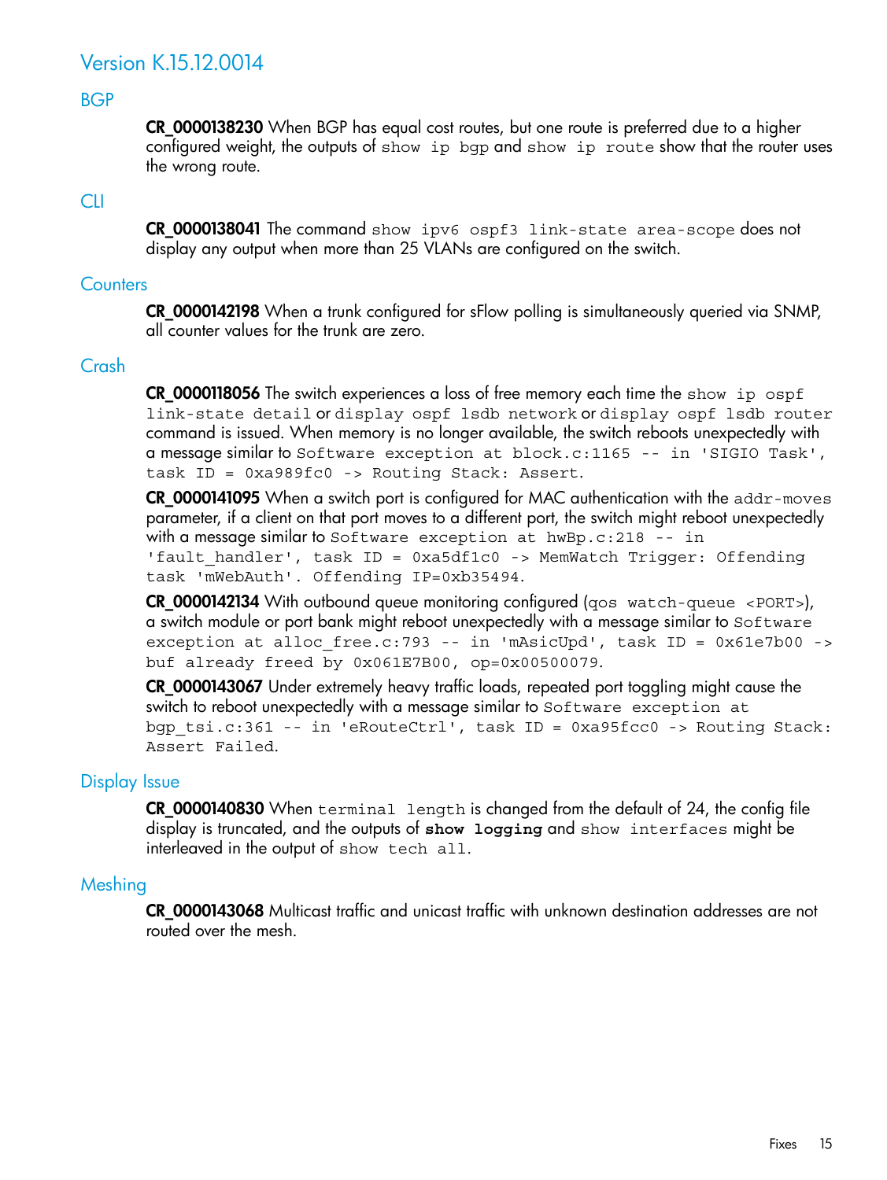## Version K.15.12.0014

### BGP

**CR_0000138230** When BGP has equal cost routes, but one route is preferred due to a higher configured weight, the outputs of `show ip bgp` and `show ip route` show that the router uses the wrong route.

### CLI

**CR_0000138041** The command `show ipv6 ospf3 link-state area-scope` does not display any output when more than 25 VLANs are configured on the switch.

### Counters

**CR_0000142198** When a trunk configured for sFlow polling is simultaneously queried via SNMP, all counter values for the trunk are zero.

### Crash

**CR_0000118056** The switch experiences a loss of free memory each time the `show ip ospf link-state detail` or `display ospf lsdb network` or `display ospf lsdb router` command is issued. When memory is no longer available, the switch reboots unexpectedly with a message similar to `Software exception at block.c:1165 -- in 'SIGIO Task', task ID = 0xa989fc0 -> Routing Stack: Assert.`

**CR_0000141095** When a switch port is configured for MAC authentication with the `addr-moves` parameter, if a client on that port moves to a different port, the switch might reboot unexpectedly with a message similar to `Software exception at hwBp.c:218 -- in 'fault_handler', task ID = 0xa5df1c0 -> MemWatch Trigger: Offending task 'mWebAuth'. Offending IP=0xb35494.`

**CR_0000142134** With outbound queue monitoring configured (`qos watch-queue <PORT>`), a switch module or port bank might reboot unexpectedly with a message similar to `Software exception at alloc_free.c:793 -- in 'mAsicUpd', task ID = 0x61e7b00 -> buf already freed by 0x061E7B00, op=0x00500079.`

**CR_0000143067** Under extremely heavy traffic loads, repeated port toggling might cause the switch to reboot unexpectedly with a message similar to `Software exception at bgp_tsi.c:361 -- in 'eRouteCtrl', task ID = 0xa95fcc0 -> Routing Stack: Assert Failed.`

### Display Issue

**CR_0000140830** When `terminal length` is changed from the default of 24, the config file display is truncated, and the outputs of **`show logging`** and `show interfaces` might be interleaved in the output of `show tech all.`

### Meshing

**CR_0000143068** Multicast traffic and unicast traffic with unknown destination addresses are not routed over the mesh.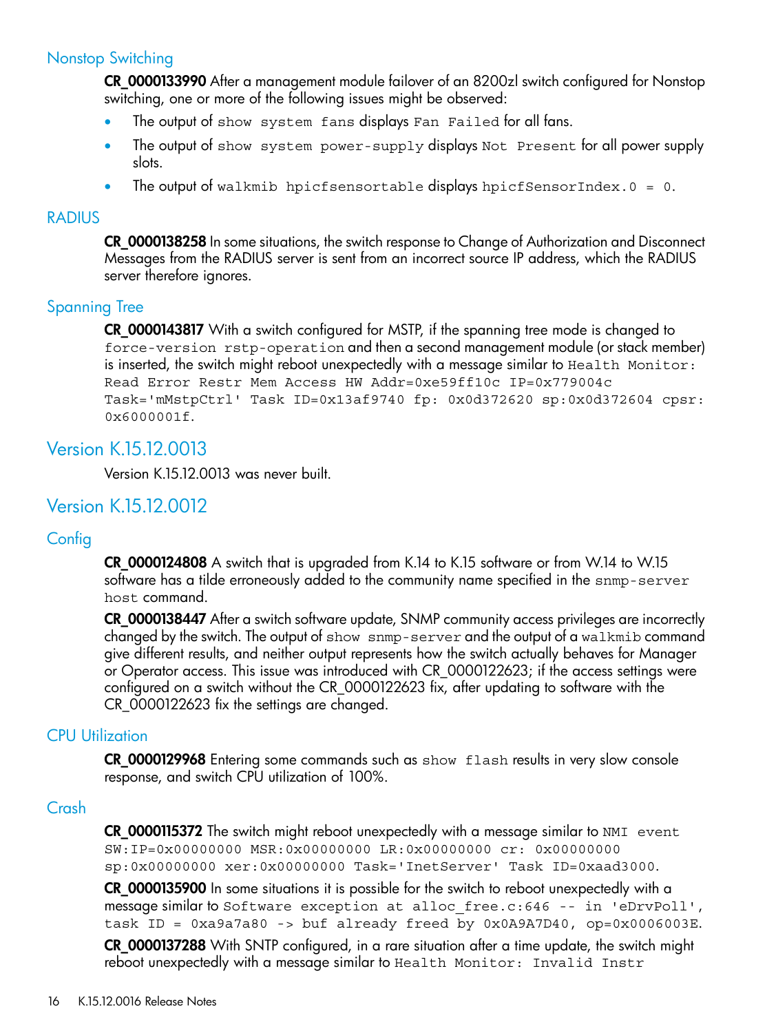### Nonstop Switching

**CR_0000133990** After a management module failover of an 8200zl switch configured for Nonstop switching, one or more of the following issues might be observed:

- The output of `show system fans` displays `Fan Failed` for all fans.
- The output of `show system power-supply` displays `Not Present` for all power supply slots.
- The output of `walkmib hpicfsensortable` displays `hpicfSensorIndex.0 = 0`.

### RADIUS

**CR_0000138258** In some situations, the switch response to Change of Authorization and Disconnect Messages from the RADIUS server is sent from an incorrect source IP address, which the RADIUS server therefore ignores.

### Spanning Tree

**CR_0000143817** With a switch configured for MSTP, if the spanning tree mode is changed to `force-version rstp-operation` and then a second management module (or stack member) is inserted, the switch might reboot unexpectedly with a message similar to `Health Monitor: Read Error Restr Mem Access HW Addr=0xe59ff10c IP=0x779004c Task='mMstpCtrl' Task ID=0x13af9740 fp: 0x0d372620 sp:0x0d372604 cpsr: 0x6000001f`.

## Version K.15.12.0013

Version K.15.12.0013 was never built.

## Version K.15.12.0012

### Config

**CR_0000124808** A switch that is upgraded from K.14 to K.15 software or from W.14 to W.15 software has a tilde erroneously added to the community name specified in the `snmp-server host` command.

**CR_0000138447** After a switch software update, SNMP community access privileges are incorrectly changed by the switch. The output of `show snmp-server` and the output of a `walkmib` command give different results, and neither output represents how the switch actually behaves for Manager or Operator access. This issue was introduced with CR_0000122623; if the access settings were configured on a switch without the CR_0000122623 fix, after updating to software with the CR_0000122623 fix the settings are changed.

### CPU Utilization

**CR_0000129968** Entering some commands such as `show flash` results in very slow console response, and switch CPU utilization of 100%.

### Crash

**CR_0000115372** The switch might reboot unexpectedly with a message similar to `NMI event SW:IP=0x00000000 MSR:0x00000000 LR:0x00000000 cr: 0x00000000 sp:0x00000000 xer:0x00000000 Task='InetServer' Task ID=0xaad3000`.

**CR_0000135900** In some situations it is possible for the switch to reboot unexpectedly with a message similar to `Software exception at alloc_free.c:646 -- in 'eDrvPoll', task ID = 0xa9a7a80 -> buf already freed by 0x0A9A7D40, op=0x0006003E`.

**CR_0000137288** With SNTP configured, in a rare situation after a time update, the switch might reboot unexpectedly with a message similar to `Health Monitor: Invalid Instr`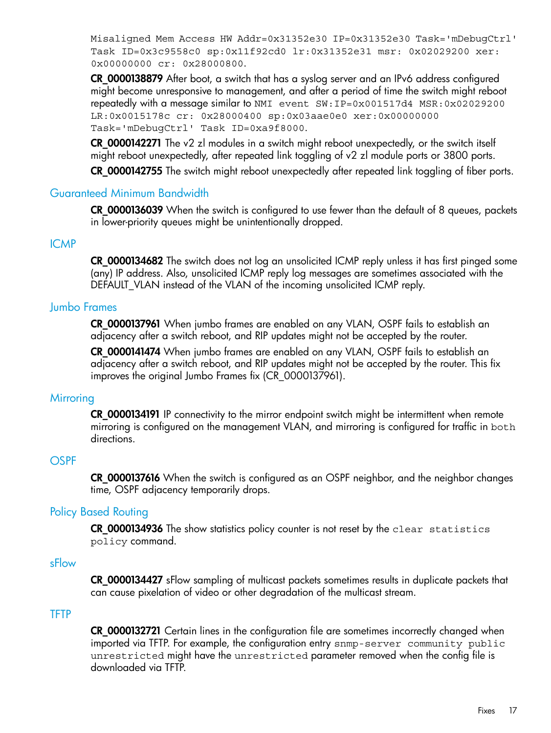`Misaligned Mem Access HW Addr=0x31352e30 IP=0x31352e30 Task='mDebugCtrl' Task ID=0x3c9558c0 sp:0x11f92cd0 lr:0x31352e31 msr: 0x02029200 xer: 0x00000000 cr: 0x28000800.`

**CR_0000138879** After boot, a switch that has a syslog server and an IPv6 address configured might become unresponsive to management, and after a period of time the switch might reboot repeatedly with a message similar to `NMI event SW:IP=0x001517d4 MSR:0x02029200 LR:0x0015178c cr: 0x28000400 sp:0x03aae0e0 xer:0x00000000 Task='mDebugCtrl' Task ID=0xa9f8000`.

**CR_0000142271** The v2 zl modules in a switch might reboot unexpectedly, or the switch itself might reboot unexpectedly, after repeated link toggling of v2 zl module ports or 3800 ports.

**CR_0000142755** The switch might reboot unexpectedly after repeated link toggling of fiber ports.

## Guaranteed Minimum Bandwidth

**CR_0000136039** When the switch is configured to use fewer than the default of 8 queues, packets in lower-priority queues might be unintentionally dropped.

## ICMP

**CR_0000134682** The switch does not log an unsolicited ICMP reply unless it has first pinged some (any) IP address. Also, unsolicited ICMP reply log messages are sometimes associated with the DEFAULT_VLAN instead of the VLAN of the incoming unsolicited ICMP reply.

## Jumbo Frames

**CR_0000137961** When jumbo frames are enabled on any VLAN, OSPF fails to establish an adjacency after a switch reboot, and RIP updates might not be accepted by the router.

**CR_0000141474** When jumbo frames are enabled on any VLAN, OSPF fails to establish an adjacency after a switch reboot, and RIP updates might not be accepted by the router. This fix improves the original Jumbo Frames fix (CR_0000137961).

## Mirroring

**CR_0000134191** IP connectivity to the mirror endpoint switch might be intermittent when remote mirroring is configured on the management VLAN, and mirroring is configured for traffic in `both` directions.

## OSPF

**CR_0000137616** When the switch is configured as an OSPF neighbor, and the neighbor changes time, OSPF adjacency temporarily drops.

## Policy Based Routing

**CR_0000134936** The show statistics policy counter is not reset by the `clear statistics policy` command.

## sFlow

**CR_0000134427** sFlow sampling of multicast packets sometimes results in duplicate packets that can cause pixelation of video or other degradation of the multicast stream.

## TFTP

**CR_0000132721** Certain lines in the configuration file are sometimes incorrectly changed when imported via TFTP. For example, the configuration entry `snmp-server community public unrestricted` might have the `unrestricted` parameter removed when the config file is downloaded via TFTP.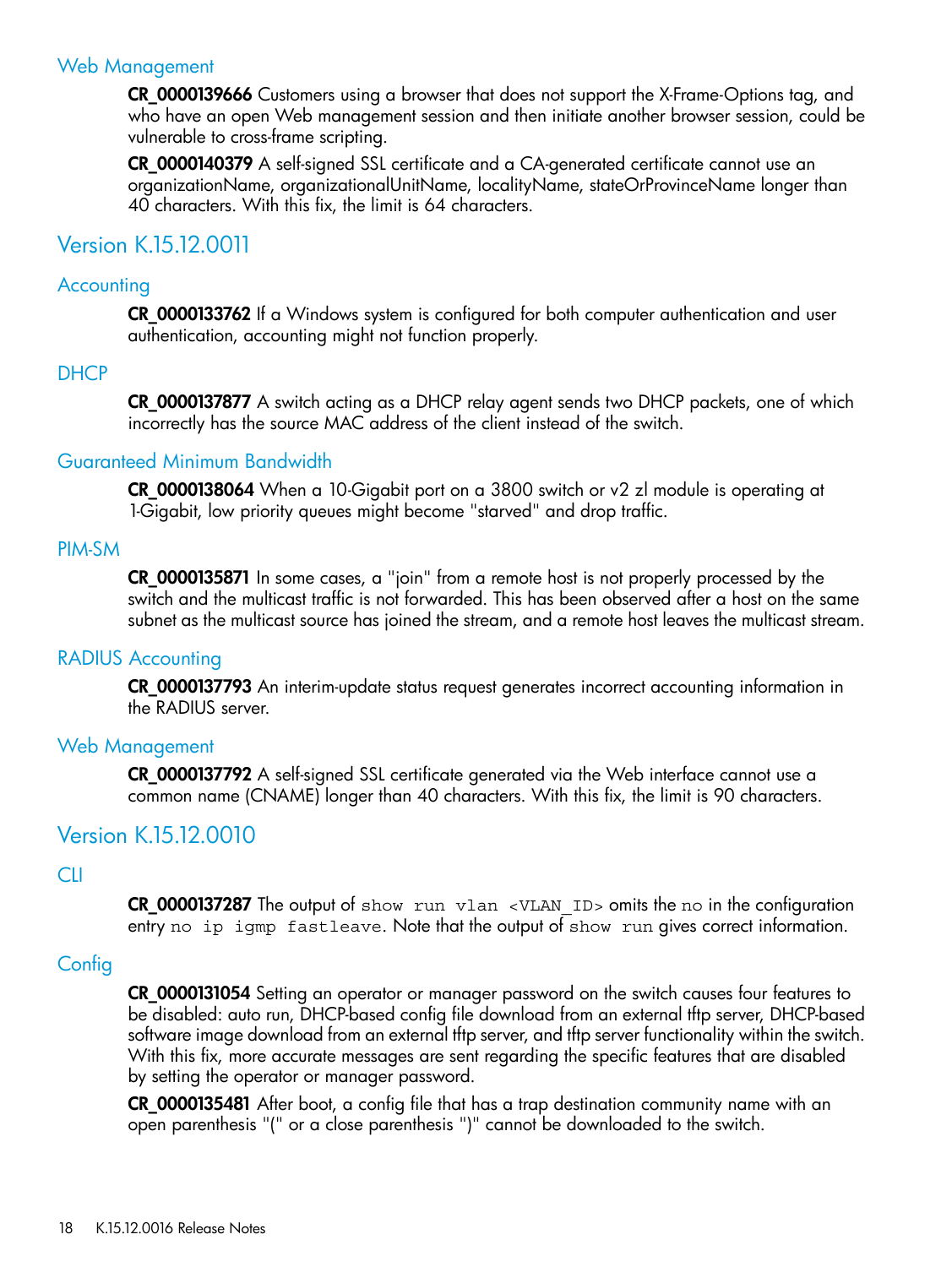### Web Management

**CR_0000139666** Customers using a browser that does not support the X-Frame-Options tag, and who have an open Web management session and then initiate another browser session, could be vulnerable to cross-frame scripting.

**CR_0000140379** A self-signed SSL certificate and a CA-generated certificate cannot use an organizationName, organizationalUnitName, localityName, stateOrProvinceName longer than 40 characters. With this fix, the limit is 64 characters.

## Version K.15.12.0011

### Accounting

**CR_0000133762** If a Windows system is configured for both computer authentication and user authentication, accounting might not function properly.

### DHCP

**CR_0000137877** A switch acting as a DHCP relay agent sends two DHCP packets, one of which incorrectly has the source MAC address of the client instead of the switch.

### Guaranteed Minimum Bandwidth

**CR_0000138064** When a 10-Gigabit port on a 3800 switch or v2 zl module is operating at 1-Gigabit, low priority queues might become "starved" and drop traffic.

### PIM-SM

**CR_0000135871** In some cases, a "join" from a remote host is not properly processed by the switch and the multicast traffic is not forwarded. This has been observed after a host on the same subnet as the multicast source has joined the stream, and a remote host leaves the multicast stream.

### RADIUS Accounting

**CR_0000137793** An interim-update status request generates incorrect accounting information in the RADIUS server.

### Web Management

**CR_0000137792** A self-signed SSL certificate generated via the Web interface cannot use a common name (CNAME) longer than 40 characters. With this fix, the limit is 90 characters.

## Version K.15.12.0010

### CLI

**CR_0000137287** The output of `show run vlan <VLAN_ID>` omits the `no` in the configuration entry `no ip igmp fastleave`. Note that the output of `show run` gives correct information.

### Config

**CR_0000131054** Setting an operator or manager password on the switch causes four features to be disabled: auto run, DHCP-based config file download from an external tftp server, DHCP-based software image download from an external tftp server, and tftp server functionality within the switch. With this fix, more accurate messages are sent regarding the specific features that are disabled by setting the operator or manager password.

**CR_0000135481** After boot, a config file that has a trap destination community name with an open parenthesis "(" or a close parenthesis ")" cannot be downloaded to the switch.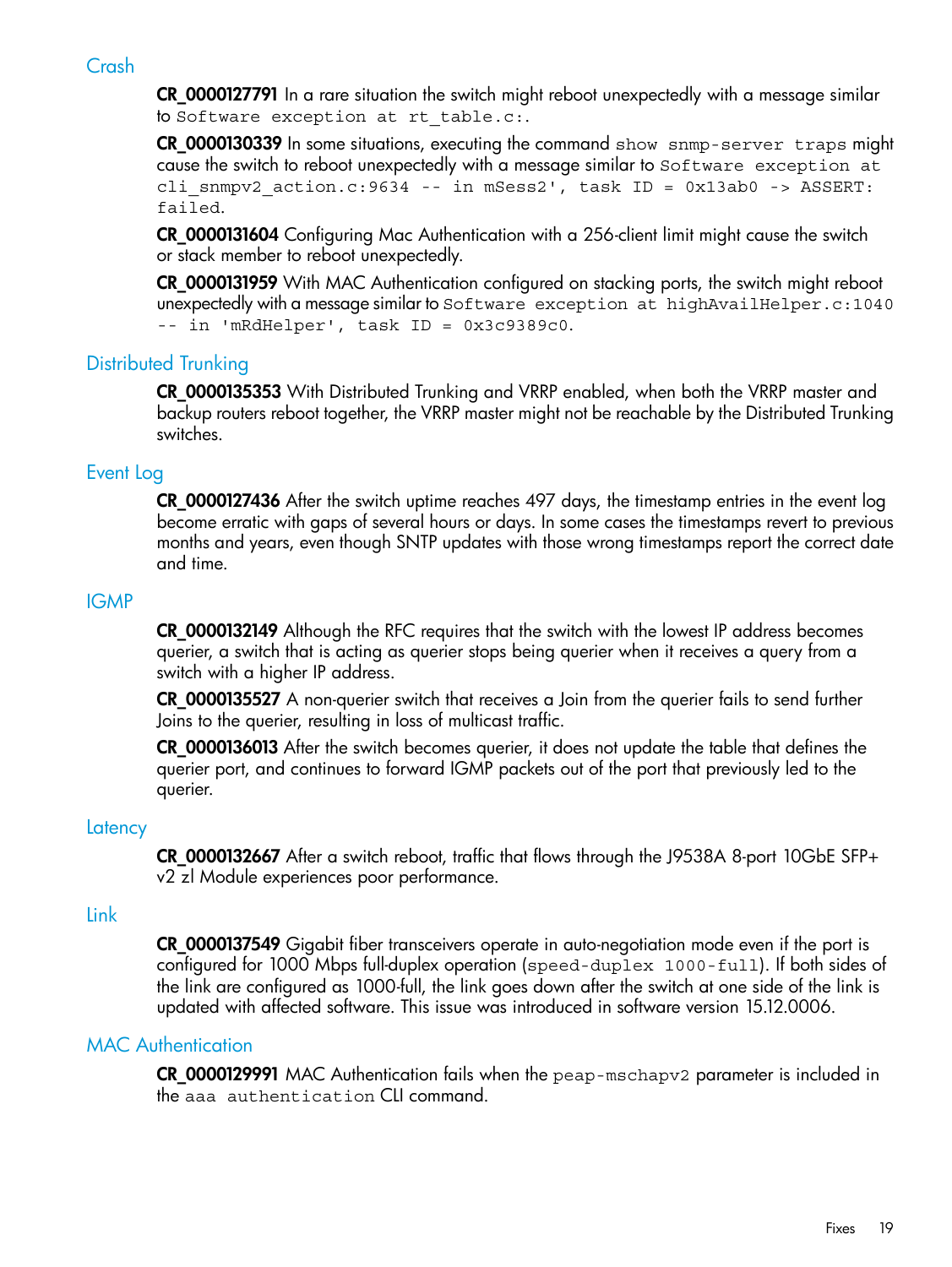## Crash

**CR_0000127791** In a rare situation the switch might reboot unexpectedly with a message similar to `Software exception at rt_table.c:`.

**CR_0000130339** In some situations, executing the command `show snmp-server traps` might cause the switch to reboot unexpectedly with a message similar to `Software exception at cli_snmpv2_action.c:9634 -- in mSess2', task ID = 0x13ab0 -> ASSERT: failed`.

**CR_0000131604** Configuring Mac Authentication with a 256-client limit might cause the switch or stack member to reboot unexpectedly.

**CR_0000131959** With MAC Authentication configured on stacking ports, the switch might reboot unexpectedly with a message similar to `Software exception at highAvailHelper.c:1040 -- in 'mRdHelper', task ID = 0x3c9389c0`.

## Distributed Trunking

**CR_0000135353** With Distributed Trunking and VRRP enabled, when both the VRRP master and backup routers reboot together, the VRRP master might not be reachable by the Distributed Trunking switches.

## Event Log

**CR_0000127436** After the switch uptime reaches 497 days, the timestamp entries in the event log become erratic with gaps of several hours or days. In some cases the timestamps revert to previous months and years, even though SNTP updates with those wrong timestamps report the correct date and time.

## IGMP

**CR_0000132149** Although the RFC requires that the switch with the lowest IP address becomes querier, a switch that is acting as querier stops being querier when it receives a query from a switch with a higher IP address.

**CR_0000135527** A non-querier switch that receives a Join from the querier fails to send further Joins to the querier, resulting in loss of multicast traffic.

**CR_0000136013** After the switch becomes querier, it does not update the table that defines the querier port, and continues to forward IGMP packets out of the port that previously led to the querier.

## Latency

**CR_0000132667** After a switch reboot, traffic that flows through the J9538A 8-port 10GbE SFP+ v2 zl Module experiences poor performance.

## Link

**CR_0000137549** Gigabit fiber transceivers operate in auto-negotiation mode even if the port is configured for 1000 Mbps full-duplex operation (`speed-duplex 1000-full`). If both sides of the link are configured as 1000-full, the link goes down after the switch at one side of the link is updated with affected software. This issue was introduced in software version 15.12.0006.

## MAC Authentication

**CR_0000129991** MAC Authentication fails when the `peap-mschapv2` parameter is included in the `aaa authentication` CLI command.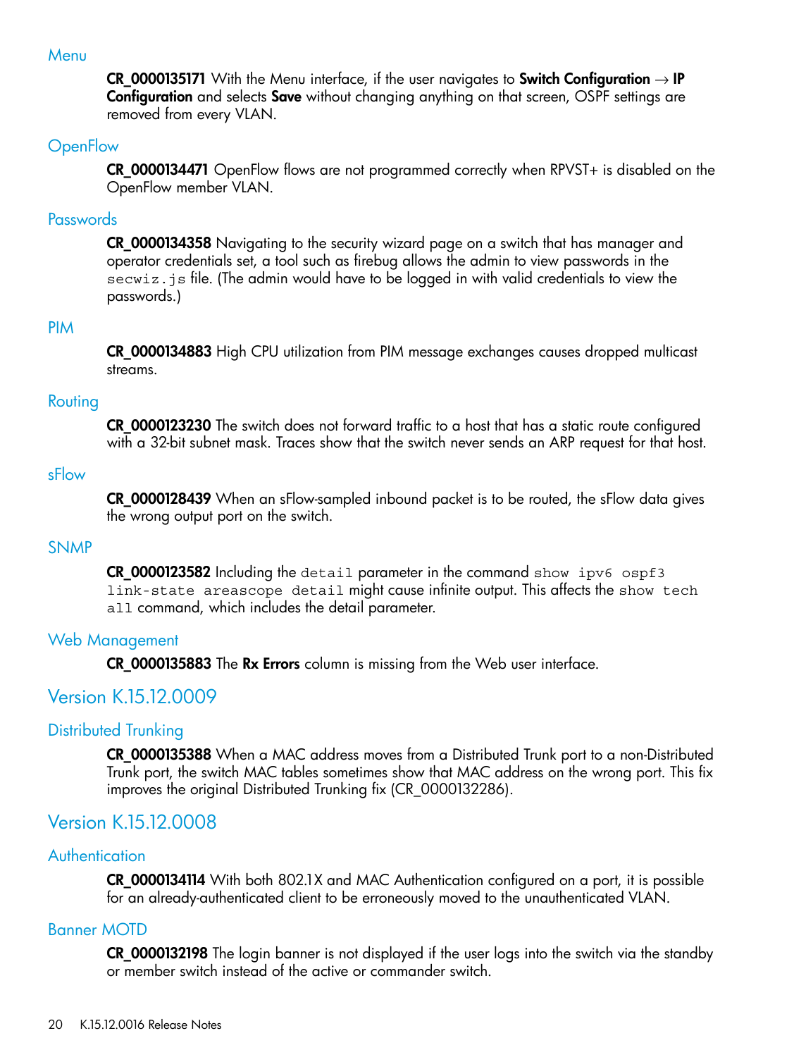### Menu

**CR_0000135171** With the Menu interface, if the user navigates to **Switch Configuration** → **IP Configuration** and selects **Save** without changing anything on that screen, OSPF settings are removed from every VLAN.

### OpenFlow

**CR_0000134471** OpenFlow flows are not programmed correctly when RPVST+ is disabled on the OpenFlow member VLAN.

### Passwords

**CR_0000134358** Navigating to the security wizard page on a switch that has manager and operator credentials set, a tool such as firebug allows the admin to view passwords in the `secwiz.js` file. (The admin would have to be logged in with valid credentials to view the passwords.)

### PIM

**CR_0000134883** High CPU utilization from PIM message exchanges causes dropped multicast streams.

### Routing

**CR_0000123230** The switch does not forward traffic to a host that has a static route configured with a 32-bit subnet mask. Traces show that the switch never sends an ARP request for that host.

### sFlow

**CR_0000128439** When an sFlow-sampled inbound packet is to be routed, the sFlow data gives the wrong output port on the switch.

### SNMP

**CR_0000123582** Including the `detail` parameter in the command `show ipv6 ospf3 link-state areascope detail` might cause infinite output. This affects the `show tech all` command, which includes the detail parameter.

### Web Management

**CR_0000135883** The **Rx Errors** column is missing from the Web user interface.

## Version K.15.12.0009

### Distributed Trunking

**CR_0000135388** When a MAC address moves from a Distributed Trunk port to a non-Distributed Trunk port, the switch MAC tables sometimes show that MAC address on the wrong port. This fix improves the original Distributed Trunking fix (CR_0000132286).

## Version K.15.12.0008

### Authentication

**CR_0000134114** With both 802.1X and MAC Authentication configured on a port, it is possible for an already-authenticated client to be erroneously moved to the unauthenticated VLAN.

### Banner MOTD

**CR_0000132198** The login banner is not displayed if the user logs into the switch via the standby or member switch instead of the active or commander switch.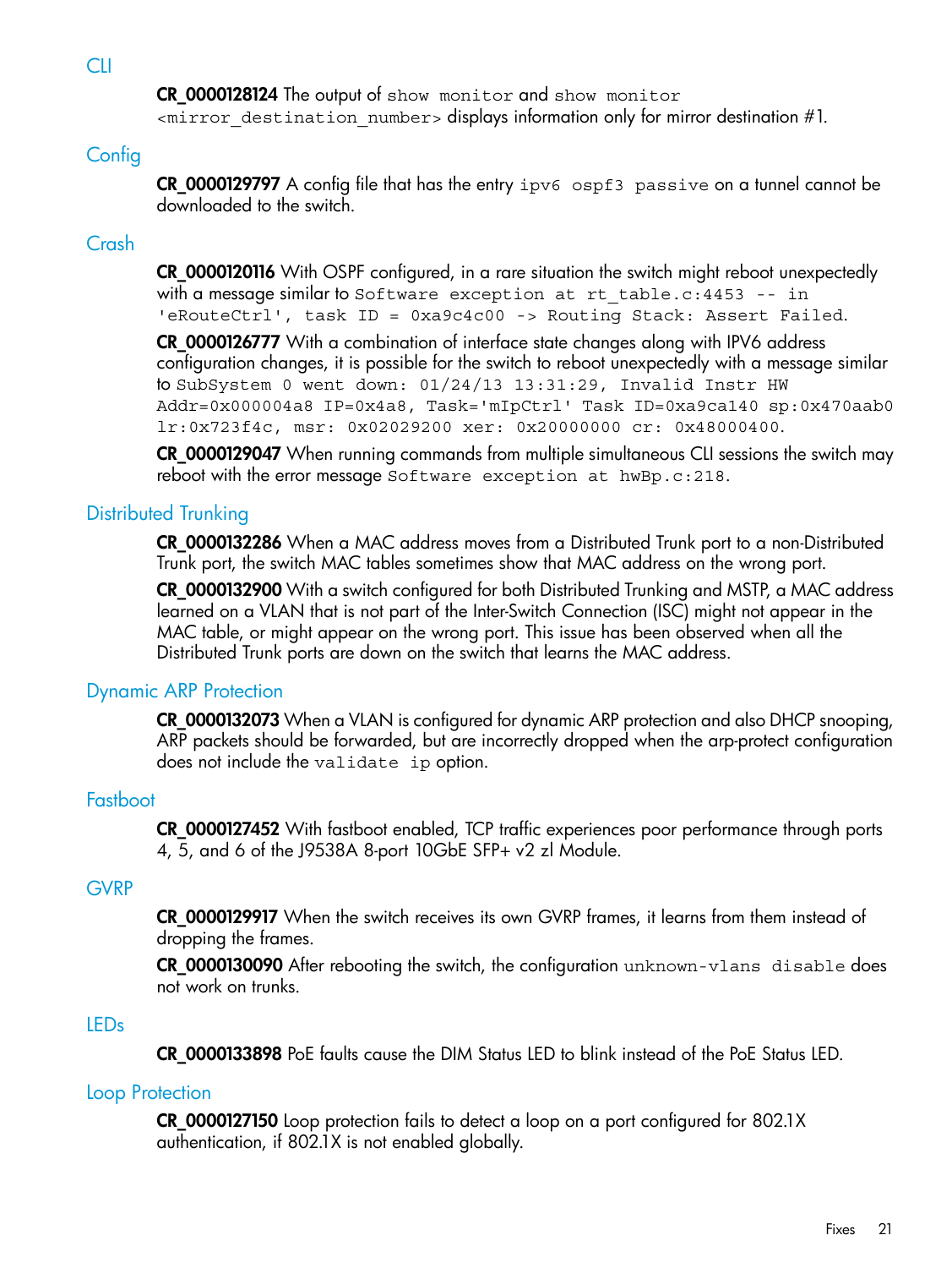## CLI

**CR_0000128124** The output of `show monitor` and `show monitor <mirror_destination_number>` displays information only for mirror destination #1.

## Config

**CR_0000129797** A config file that has the entry `ipv6 ospf3 passive` on a tunnel cannot be downloaded to the switch.

## Crash

**CR_0000120116** With OSPF configured, in a rare situation the switch might reboot unexpectedly with a message similar to `Software exception at rt_table.c:4453 -- in 'eRouteCtrl', task ID = 0xa9c4c00 -> Routing Stack: Assert Failed.`

**CR_0000126777** With a combination of interface state changes along with IPV6 address configuration changes, it is possible for the switch to reboot unexpectedly with a message similar to `SubSystem 0 went down: 01/24/13 13:31:29, Invalid Instr HW Addr=0x000004a8 IP=0x4a8, Task='mIpCtrl' Task ID=0xa9ca140 sp:0x470aab0 lr:0x723f4c, msr: 0x02029200 xer: 0x20000000 cr: 0x48000400.`

**CR_0000129047** When running commands from multiple simultaneous CLI sessions the switch may reboot with the error message `Software exception at hwBp.c:218.`

## Distributed Trunking

**CR_0000132286** When a MAC address moves from a Distributed Trunk port to a non-Distributed Trunk port, the switch MAC tables sometimes show that MAC address on the wrong port.

**CR_0000132900** With a switch configured for both Distributed Trunking and MSTP, a MAC address learned on a VLAN that is not part of the Inter-Switch Connection (ISC) might not appear in the MAC table, or might appear on the wrong port. This issue has been observed when all the Distributed Trunk ports are down on the switch that learns the MAC address.

## Dynamic ARP Protection

**CR_0000132073** When a VLAN is configured for dynamic ARP protection and also DHCP snooping, ARP packets should be forwarded, but are incorrectly dropped when the arp-protect configuration does not include the `validate ip` option.

## Fastboot

**CR_0000127452** With fastboot enabled, TCP traffic experiences poor performance through ports 4, 5, and 6 of the J9538A 8-port 10GbE SFP+ v2 zl Module.

## GVRP

**CR_0000129917** When the switch receives its own GVRP frames, it learns from them instead of dropping the frames.

**CR_0000130090** After rebooting the switch, the configuration `unknown-vlans disable` does not work on trunks.

## LEDs

**CR_0000133898** PoE faults cause the DIM Status LED to blink instead of the PoE Status LED.

## Loop Protection

**CR_0000127150** Loop protection fails to detect a loop on a port configured for 802.1X authentication, if 802.1X is not enabled globally.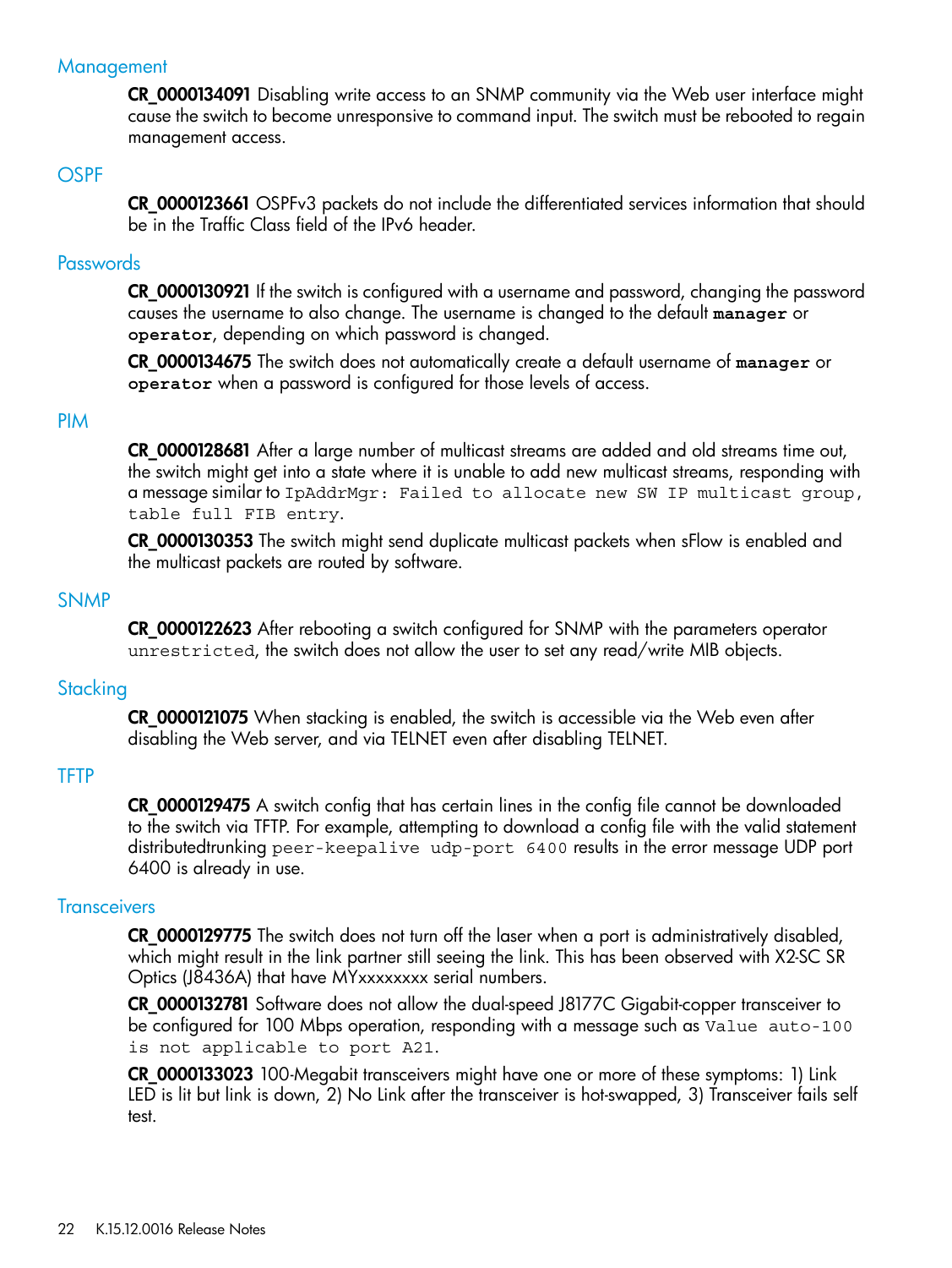### Management

**CR_0000134091** Disabling write access to an SNMP community via the Web user interface might cause the switch to become unresponsive to command input. The switch must be rebooted to regain management access.

### OSPF

**CR_0000123661** OSPFv3 packets do not include the differentiated services information that should be in the Traffic Class field of the IPv6 header.

### Passwords

**CR_0000130921** If the switch is configured with a username and password, changing the password causes the username to also change. The username is changed to the default `manager` or `operator`, depending on which password is changed.

**CR_0000134675** The switch does not automatically create a default username of `manager` or `operator` when a password is configured for those levels of access.

### PIM

**CR_0000128681** After a large number of multicast streams are added and old streams time out, the switch might get into a state where it is unable to add new multicast streams, responding with a message similar to `IpAddrMgr: Failed to allocate new SW IP multicast group, table full FIB entry`.

**CR_0000130353** The switch might send duplicate multicast packets when sFlow is enabled and the multicast packets are routed by software.

### SNMP

**CR_0000122623** After rebooting a switch configured for SNMP with the parameters operator `unrestricted`, the switch does not allow the user to set any read/write MIB objects.

### Stacking

**CR_0000121075** When stacking is enabled, the switch is accessible via the Web even after disabling the Web server, and via TELNET even after disabling TELNET.

### TFTP

**CR_0000129475** A switch config that has certain lines in the config file cannot be downloaded to the switch via TFTP. For example, attempting to download a config file with the valid statement distributedtrunking `peer-keepalive udp-port 6400` results in the error message UDP port 6400 is already in use.

### Transceivers

**CR_0000129775** The switch does not turn off the laser when a port is administratively disabled, which might result in the link partner still seeing the link. This has been observed with X2-SC SR Optics (J8436A) that have MYxxxxxxxx serial numbers.

**CR_0000132781** Software does not allow the dual-speed J8177C Gigabit-copper transceiver to be configured for 100 Mbps operation, responding with a message such as `Value auto-100 is not applicable to port A21`.

**CR_0000133023** 100-Megabit transceivers might have one or more of these symptoms: 1) Link LED is lit but link is down, 2) No Link after the transceiver is hot-swapped, 3) Transceiver fails self test.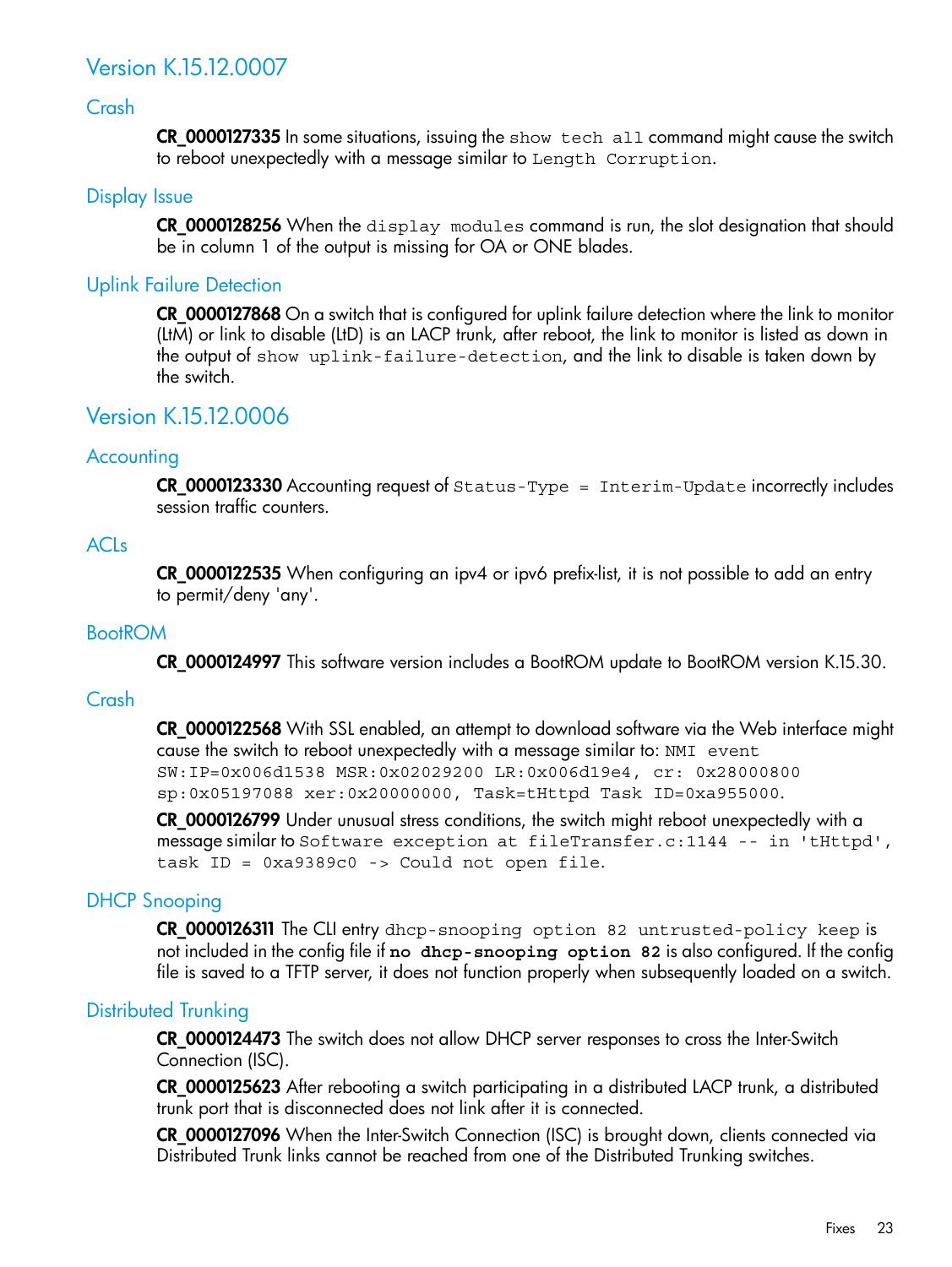## Version K.15.12.0007

### Crash

**CR_0000127335** In some situations, issuing the `show tech all` command might cause the switch to reboot unexpectedly with a message similar to `Length Corruption`.

### Display Issue

**CR_0000128256** When the `display modules` command is run, the slot designation that should be in column 1 of the output is missing for OA or ONE blades.

### Uplink Failure Detection

**CR_0000127868** On a switch that is configured for uplink failure detection where the link to monitor (LtM) or link to disable (LtD) is an LACP trunk, after reboot, the link to monitor is listed as down in the output of `show uplink-failure-detection`, and the link to disable is taken down by the switch.

## Version K.15.12.0006

### Accounting

**CR_0000123330** Accounting request of `Status-Type = Interim-Update` incorrectly includes session traffic counters.

### ACLs

**CR_0000122535** When configuring an ipv4 or ipv6 prefix-list, it is not possible to add an entry to permit/deny 'any'.

### BootROM

**CR_0000124997** This software version includes a BootROM update to BootROM version K.15.30.

### Crash

**CR_0000122568** With SSL enabled, an attempt to download software via the Web interface might cause the switch to reboot unexpectedly with a message similar to: `NMI event SW:IP=0x006d1538 MSR:0x02029200 LR:0x006d19e4, cr: 0x28000800 sp:0x05197088 xer:0x20000000, Task=tHttpd Task ID=0xa955000`.

**CR_0000126799** Under unusual stress conditions, the switch might reboot unexpectedly with a message similar to `Software exception at fileTransfer.c:1144 -- in 'tHttpd', task ID = 0xa9389c0 -> Could not open file`.

### DHCP Snooping

**CR_0000126311** The CLI entry `dhcp-snooping option 82 untrusted-policy keep` is not included in the config file if **`no dhcp-snooping option 82`** is also configured. If the config file is saved to a TFTP server, it does not function properly when subsequently loaded on a switch.

### Distributed Trunking

**CR_0000124473** The switch does not allow DHCP server responses to cross the Inter-Switch Connection (ISC).

**CR_0000125623** After rebooting a switch participating in a distributed LACP trunk, a distributed trunk port that is disconnected does not link after it is connected.

**CR_0000127096** When the Inter-Switch Connection (ISC) is brought down, clients connected via Distributed Trunk links cannot be reached from one of the Distributed Trunking switches.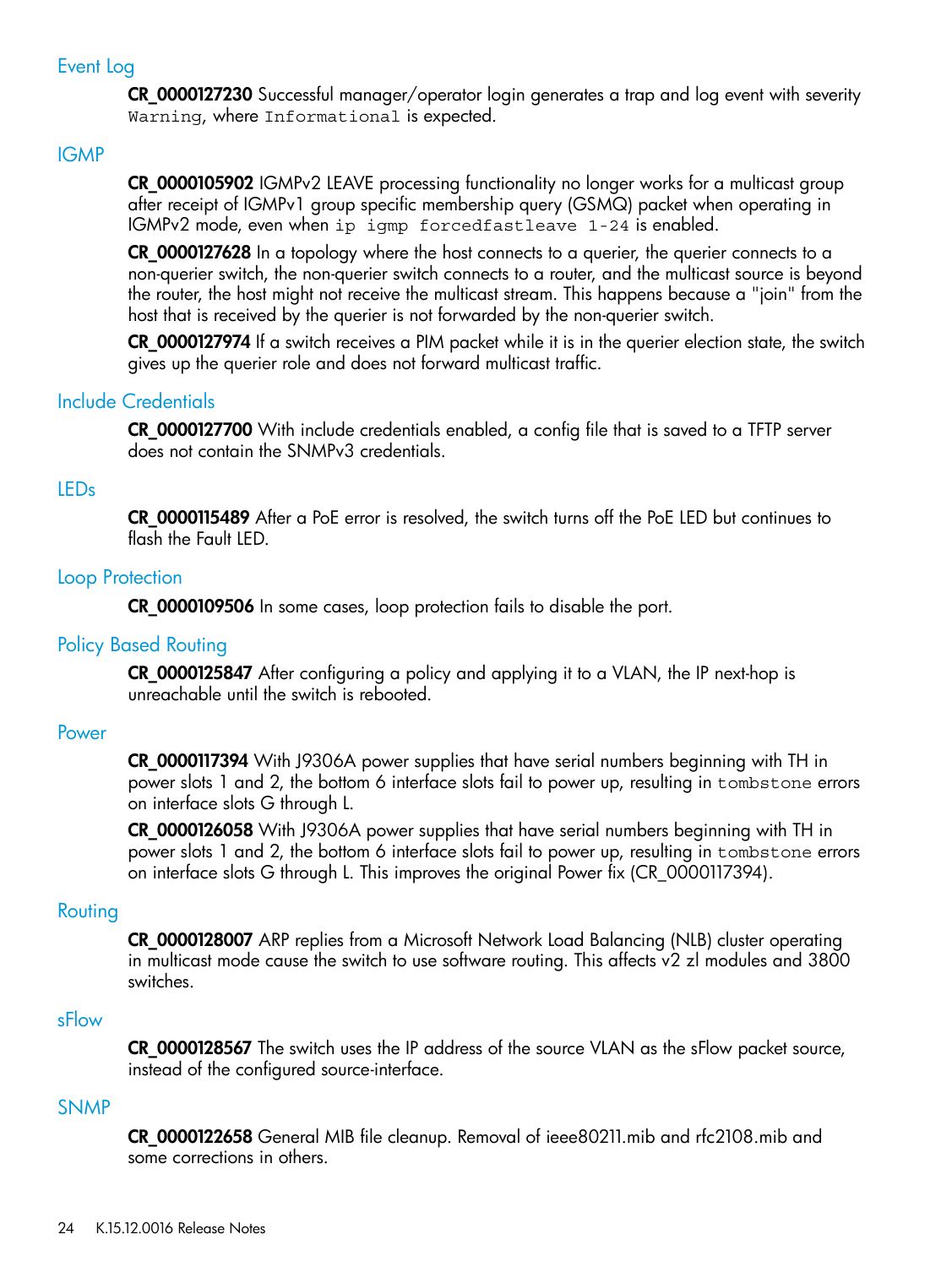## Event Log

**CR_0000127230** Successful manager/operator login generates a trap and log event with severity `Warning`, where `Informational` is expected.

## IGMP

**CR_0000105902** IGMPv2 LEAVE processing functionality no longer works for a multicast group after receipt of IGMPv1 group specific membership query (GSMQ) packet when operating in IGMPv2 mode, even when `ip igmp forcedfastleave 1-24` is enabled.

**CR_0000127628** In a topology where the host connects to a querier, the querier connects to a non-querier switch, the non-querier switch connects to a router, and the multicast source is beyond the router, the host might not receive the multicast stream. This happens because a "join" from the host that is received by the querier is not forwarded by the non-querier switch.

**CR_0000127974** If a switch receives a PIM packet while it is in the querier election state, the switch gives up the querier role and does not forward multicast traffic.

## Include Credentials

**CR_0000127700** With include credentials enabled, a config file that is saved to a TFTP server does not contain the SNMPv3 credentials.

## LEDs

**CR_0000115489** After a PoE error is resolved, the switch turns off the PoE LED but continues to flash the Fault LED.

## Loop Protection

**CR_0000109506** In some cases, loop protection fails to disable the port.

## Policy Based Routing

**CR_0000125847** After configuring a policy and applying it to a VLAN, the IP next-hop is unreachable until the switch is rebooted.

## Power

**CR_0000117394** With J9306A power supplies that have serial numbers beginning with TH in power slots 1 and 2, the bottom 6 interface slots fail to power up, resulting in `tombstone` errors on interface slots G through L.

**CR_0000126058** With J9306A power supplies that have serial numbers beginning with TH in power slots 1 and 2, the bottom 6 interface slots fail to power up, resulting in `tombstone` errors on interface slots G through L. This improves the original Power fix (CR_0000117394).

## Routing

**CR_0000128007** ARP replies from a Microsoft Network Load Balancing (NLB) cluster operating in multicast mode cause the switch to use software routing. This affects v2 zl modules and 3800 switches.

## sFlow

**CR_0000128567** The switch uses the IP address of the source VLAN as the sFlow packet source, instead of the configured source-interface.

## SNMP

**CR_0000122658** General MIB file cleanup. Removal of ieee80211.mib and rfc2108.mib and some corrections in others.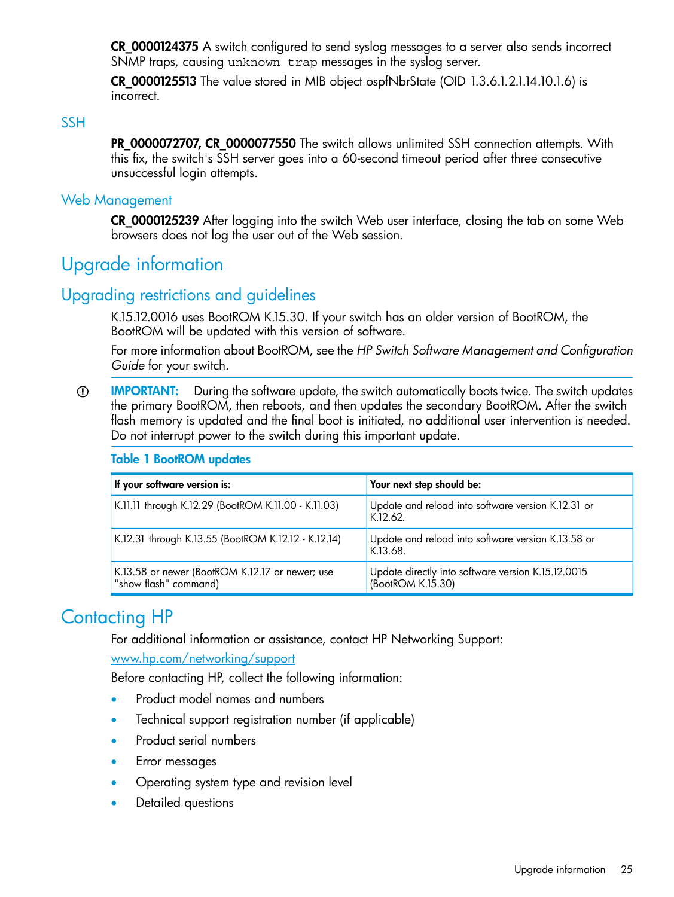**CR_0000124375** A switch configured to send syslog messages to a server also sends incorrect SNMP traps, causing `unknown trap` messages in the syslog server.

**CR_0000125513** The value stored in MIB object ospfNbrState (OID 1.3.6.1.2.1.14.10.1.6) is incorrect.

### SSH

**PR_0000072707, CR_0000077550** The switch allows unlimited SSH connection attempts. With this fix, the switch's SSH server goes into a 60-second timeout period after three consecutive unsuccessful login attempts.

### Web Management

**CR_0000125239** After logging into the switch Web user interface, closing the tab on some Web browsers does not log the user out of the Web session.

# Upgrade information

## Upgrading restrictions and guidelines

K.15.12.0016 uses BootROM K.15.30. If your switch has an older version of BootROM, the BootROM will be updated with this version of software.

For more information about BootROM, see the *HP Switch Software Management and Configuration Guide* for your switch.

**IMPORTANT:** During the software update, the switch automatically boots twice. The switch updates the primary BootROM, then reboots, and then updates the secondary BootROM. After the switch flash memory is updated and the final boot is initiated, no additional user intervention is needed. Do not interrupt power to the switch during this important update.

**Table 1 BootROM updates**

| If your software version is: | Your next step should be: |
| --- | --- |
| K.11.11 through K.12.29 (BootROM K.11.00 - K.11.03) | Update and reload into software version K.12.31 or K.12.62. |
| K.12.31 through K.13.55 (BootROM K.12.12 - K.12.14) | Update and reload into software version K.13.58 or K.13.68. |
| K.13.58 or newer (BootROM K.12.17 or newer; use "show flash" command) | Update directly into software version K.15.12.0015 (BootROM K.15.30) |

# Contacting HP

For additional information or assistance, contact HP Networking Support:

www.hp.com/networking/support

Before contacting HP, collect the following information:

- Product model names and numbers
- Technical support registration number (if applicable)
- Product serial numbers
- Error messages
- Operating system type and revision level
- Detailed questions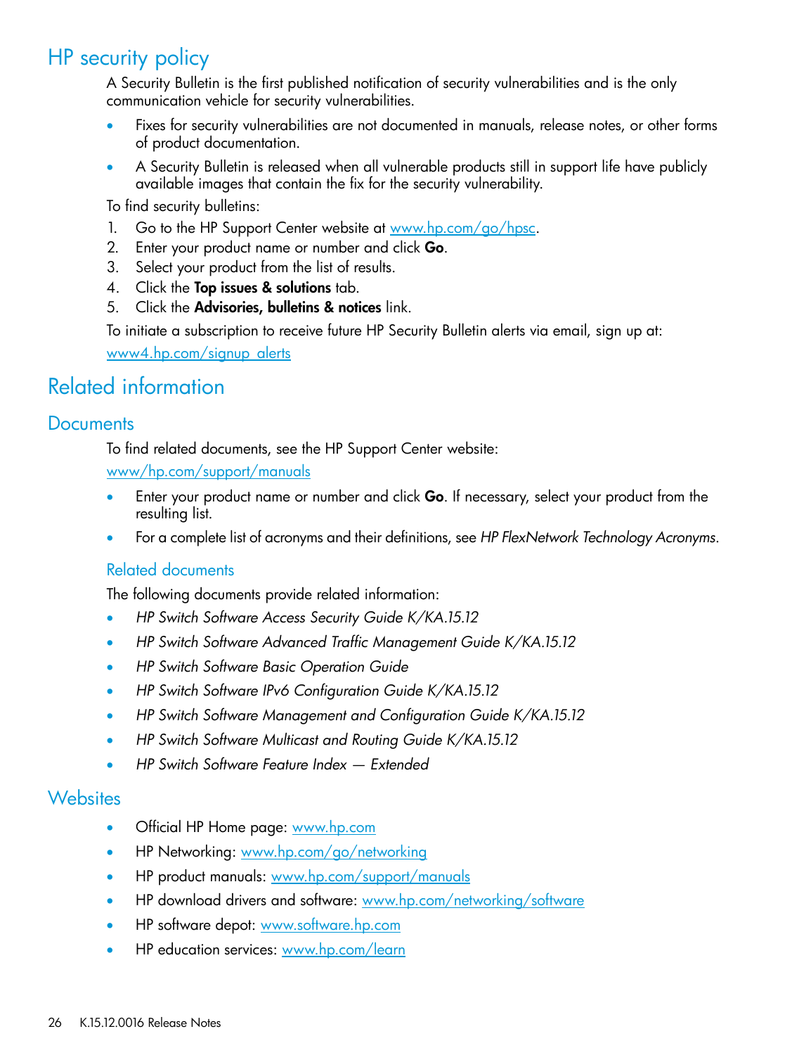# HP security policy

A Security Bulletin is the first published notification of security vulnerabilities and is the only communication vehicle for security vulnerabilities.

- Fixes for security vulnerabilities are not documented in manuals, release notes, or other forms of product documentation.
- A Security Bulletin is released when all vulnerable products still in support life have publicly available images that contain the fix for the security vulnerability.

To find security bulletins:

1. Go to the HP Support Center website at www.hp.com/go/hpsc.
2. Enter your product name or number and click **Go**.
3. Select your product from the list of results.
4. Click the **Top issues & solutions** tab.
5. Click the **Advisories, bulletins & notices** link.

To initiate a subscription to receive future HP Security Bulletin alerts via email, sign up at:

www4.hp.com/signup_alerts

# Related information

## Documents

To find related documents, see the HP Support Center website:

www/hp.com/support/manuals

- Enter your product name or number and click **Go**. If necessary, select your product from the resulting list.
- For a complete list of acronyms and their definitions, see *HP FlexNetwork Technology Acronyms*.

### Related documents

The following documents provide related information:

- *HP Switch Software Access Security Guide K/KA.15.12*
- *HP Switch Software Advanced Traffic Management Guide K/KA.15.12*
- *HP Switch Software Basic Operation Guide*
- *HP Switch Software IPv6 Configuration Guide K/KA.15.12*
- *HP Switch Software Management and Configuration Guide K/KA.15.12*
- *HP Switch Software Multicast and Routing Guide K/KA.15.12*
- *HP Switch Software Feature Index — Extended*

## Websites

- Official HP Home page: www.hp.com
- HP Networking: www.hp.com/go/networking
- HP product manuals: www.hp.com/support/manuals
- HP download drivers and software: www.hp.com/networking/software
- HP software depot: www.software.hp.com
- HP education services: www.hp.com/learn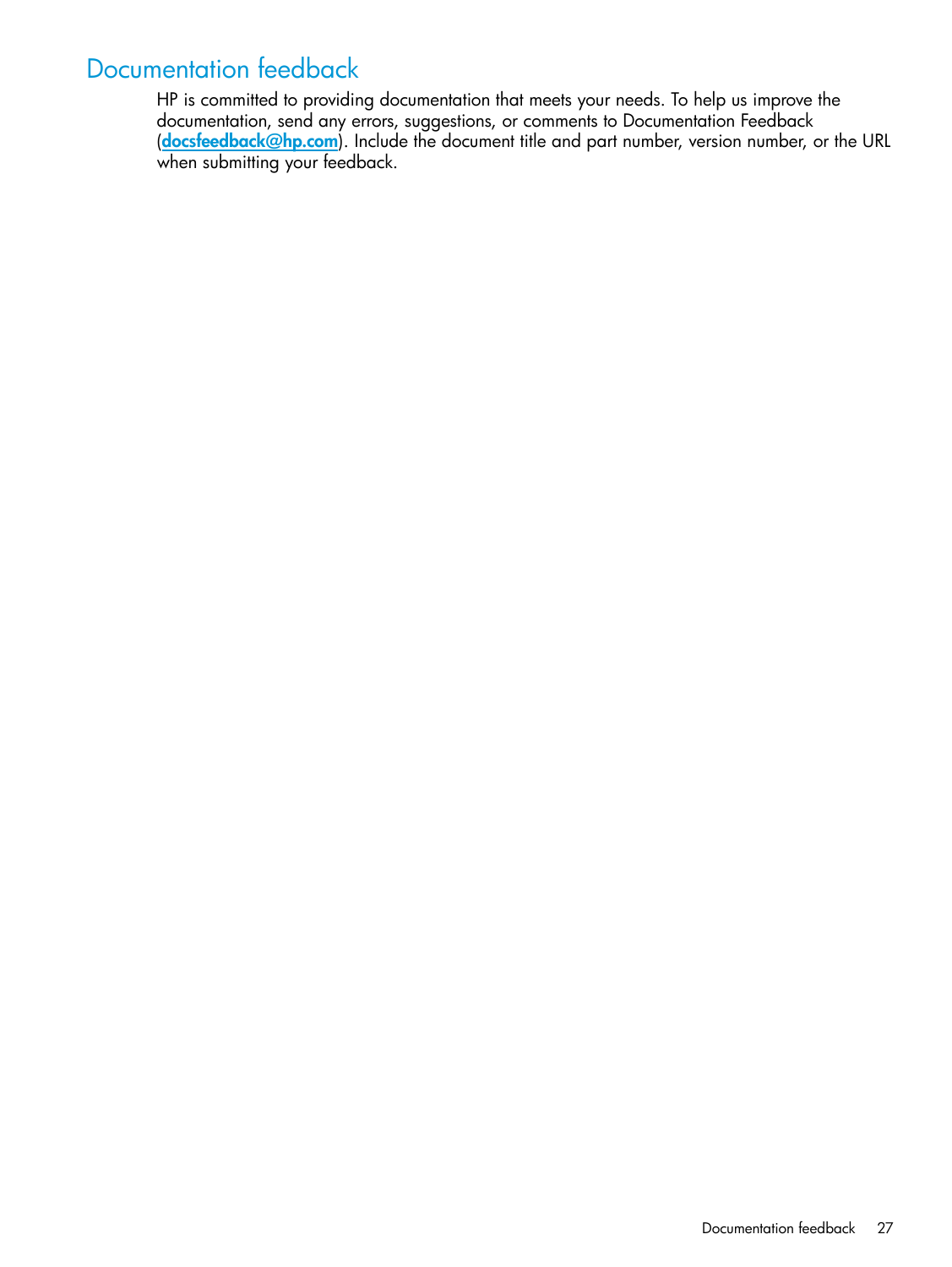# Documentation feedback

HP is committed to providing documentation that meets your needs. To help us improve the documentation, send any errors, suggestions, or comments to Documentation Feedback (**docsfeedback@hp.com**). Include the document title and part number, version number, or the URL when submitting your feedback.